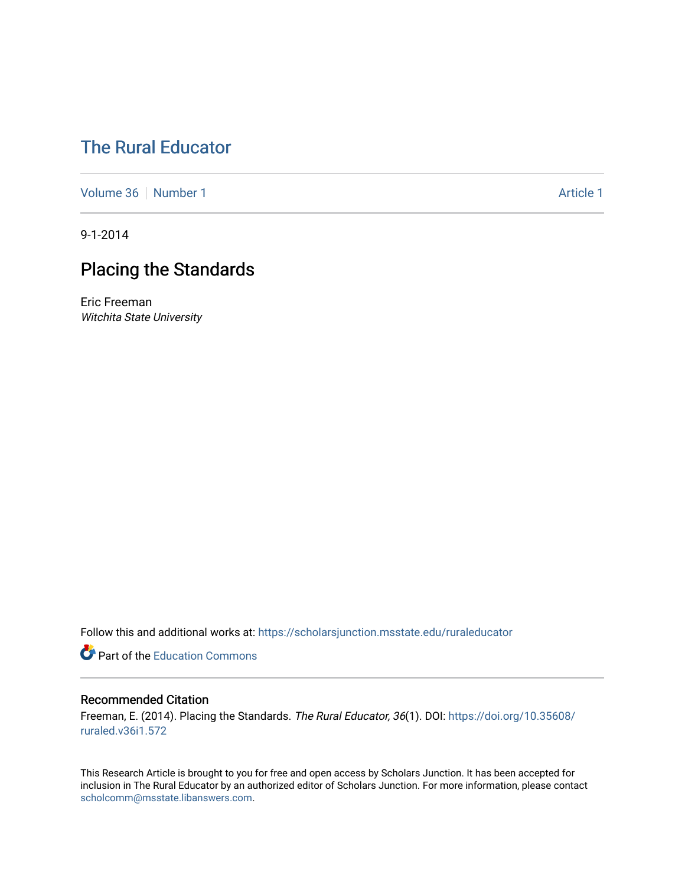# The Rural Educator

Volume 36 | Number 1 Article 1

9-1-2014

## Placing the Standards

Eric Freeman
*Witchita State University*

Follow this and additional works at: https://scholarsjunction.msstate.edu/ruraleducator

Part of the Education Commons

### Recommended Citation

Freeman, E. (2014). Placing the Standards. *The Rural Educator, 36*(1). DOI: https://doi.org/10.35608/ruraled.v36i1.572

This Research Article is brought to you for free and open access by Scholars Junction. It has been accepted for inclusion in The Rural Educator by an authorized editor of Scholars Junction. For more information, please contact scholcomm@msstate.libanswers.com.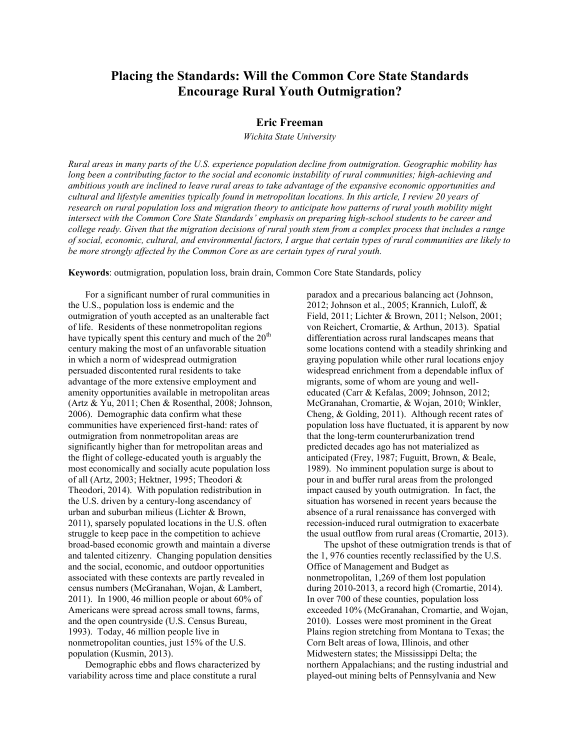# Placing the Standards: Will the Common Core State Standards Encourage Rural Youth Outmigration?

**Eric Freeman**

*Wichita State University*

*Rural areas in many parts of the U.S. experience population decline from outmigration. Geographic mobility has long been a contributing factor to the social and economic instability of rural communities; high-achieving and ambitious youth are inclined to leave rural areas to take advantage of the expansive economic opportunities and cultural and lifestyle amenities typically found in metropolitan locations. In this article, I review 20 years of research on rural population loss and migration theory to anticipate how patterns of rural youth mobility might intersect with the Common Core State Standards' emphasis on preparing high-school students to be career and college ready. Given that the migration decisions of rural youth stem from a complex process that includes a range of social, economic, cultural, and environmental factors, I argue that certain types of rural communities are likely to be more strongly affected by the Common Core as are certain types of rural youth.*

**Keywords**: outmigration, population loss, brain drain, Common Core State Standards, policy

For a significant number of rural communities in the U.S., population loss is endemic and the outmigration of youth accepted as an unalterable fact of life. Residents of these nonmetropolitan regions have typically spent this century and much of the 20th century making the most of an unfavorable situation in which a norm of widespread outmigration persuaded discontented rural residents to take advantage of the more extensive employment and amenity opportunities available in metropolitan areas (Artz & Yu, 2011; Chen & Rosenthal, 2008; Johnson, 2006). Demographic data confirm what these communities have experienced first-hand: rates of outmigration from nonmetropolitan areas are significantly higher than for metropolitan areas and the flight of college-educated youth is arguably the most economically and socially acute population loss of all (Artz, 2003; Hektner, 1995; Theodori & Theodori, 2014). With population redistribution in the U.S. driven by a century-long ascendancy of urban and suburban milieus (Lichter & Brown, 2011), sparsely populated locations in the U.S. often struggle to keep pace in the competition to achieve broad-based economic growth and maintain a diverse and talented citizenry. Changing population densities and the social, economic, and outdoor opportunities associated with these contexts are partly revealed in census numbers (McGranahan, Wojan, & Lambert, 2011). In 1900, 46 million people or about 60% of Americans were spread across small towns, farms, and the open countryside (U.S. Census Bureau, 1993). Today, 46 million people live in nonmetropolitan counties, just 15% of the U.S. population (Kusmin, 2013).

Demographic ebbs and flows characterized by variability across time and place constitute a rural paradox and a precarious balancing act (Johnson, 2012; Johnson et al., 2005; Krannich, Luloff, & Field, 2011; Lichter & Brown, 2011; Nelson, 2001; von Reichert, Cromartie, & Arthun, 2013). Spatial differentiation across rural landscapes means that some locations contend with a steadily shrinking and graying population while other rural locations enjoy widespread enrichment from a dependable influx of migrants, some of whom are young and well-educated (Carr & Kefalas, 2009; Johnson, 2012; McGranahan, Cromartie, & Wojan, 2010; Winkler, Cheng, & Golding, 2011). Although recent rates of population loss have fluctuated, it is apparent by now that the long-term counterurbanization trend predicted decades ago has not materialized as anticipated (Frey, 1987; Fuguitt, Brown, & Beale, 1989). No imminent population surge is about to pour in and buffer rural areas from the prolonged impact caused by youth outmigration. In fact, the situation has worsened in recent years because the absence of a rural renaissance has converged with recession-induced rural outmigration to exacerbate the usual outflow from rural areas (Cromartie, 2013).

The upshot of these outmigration trends is that of the 1, 976 counties recently reclassified by the U.S. Office of Management and Budget as nonmetropolitan, 1,269 of them lost population during 2010-2013, a record high (Cromartie, 2014). In over 700 of these counties, population loss exceeded 10% (McGranahan, Cromartie, and Wojan, 2010). Losses were most prominent in the Great Plains region stretching from Montana to Texas; the Corn Belt areas of Iowa, Illinois, and other Midwestern states; the Mississippi Delta; the northern Appalachians; and the rusting industrial and played-out mining belts of Pennsylvania and New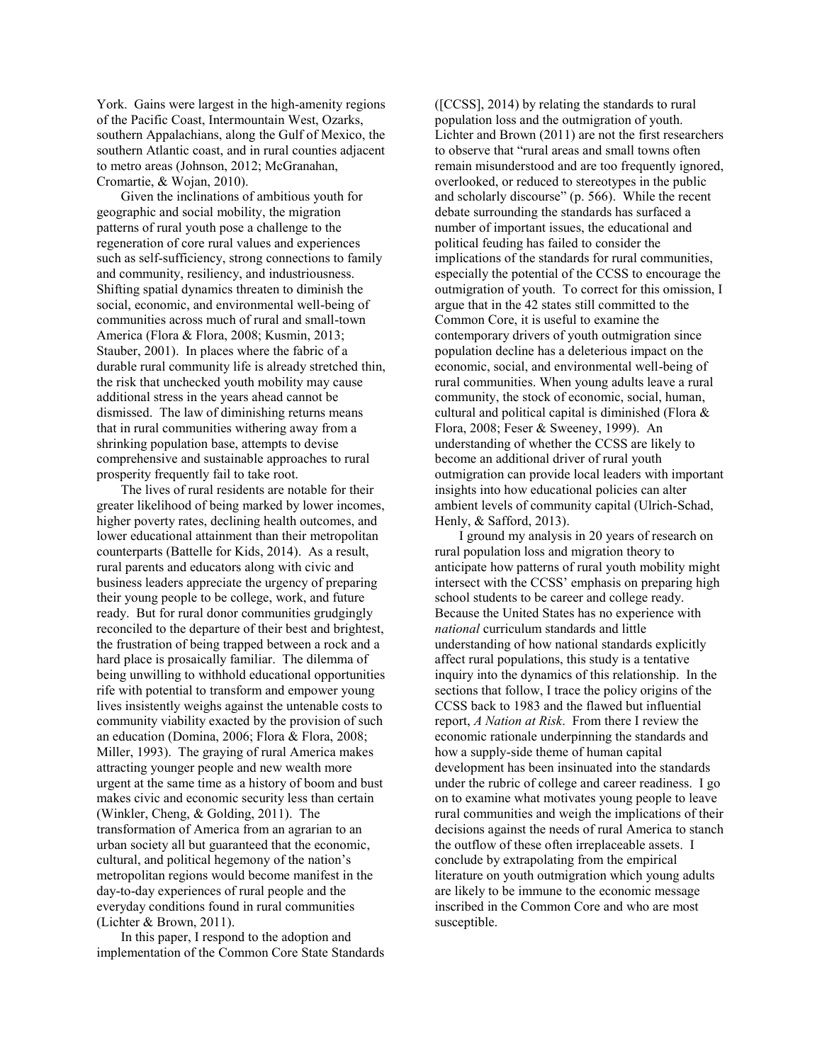York. Gains were largest in the high-amenity regions of the Pacific Coast, Intermountain West, Ozarks, southern Appalachians, along the Gulf of Mexico, the southern Atlantic coast, and in rural counties adjacent to metro areas (Johnson, 2012; McGranahan, Cromartie, & Wojan, 2010).

Given the inclinations of ambitious youth for geographic and social mobility, the migration patterns of rural youth pose a challenge to the regeneration of core rural values and experiences such as self-sufficiency, strong connections to family and community, resiliency, and industriousness. Shifting spatial dynamics threaten to diminish the social, economic, and environmental well-being of communities across much of rural and small-town America (Flora & Flora, 2008; Kusmin, 2013; Stauber, 2001). In places where the fabric of a durable rural community life is already stretched thin, the risk that unchecked youth mobility may cause additional stress in the years ahead cannot be dismissed. The law of diminishing returns means that in rural communities withering away from a shrinking population base, attempts to devise comprehensive and sustainable approaches to rural prosperity frequently fail to take root.

The lives of rural residents are notable for their greater likelihood of being marked by lower incomes, higher poverty rates, declining health outcomes, and lower educational attainment than their metropolitan counterparts (Battelle for Kids, 2014). As a result, rural parents and educators along with civic and business leaders appreciate the urgency of preparing their young people to be college, work, and future ready. But for rural donor communities grudgingly reconciled to the departure of their best and brightest, the frustration of being trapped between a rock and a hard place is prosaically familiar. The dilemma of being unwilling to withhold educational opportunities rife with potential to transform and empower young lives insistently weighs against the untenable costs to community viability exacted by the provision of such an education (Domina, 2006; Flora & Flora, 2008; Miller, 1993). The graying of rural America makes attracting younger people and new wealth more urgent at the same time as a history of boom and bust makes civic and economic security less than certain (Winkler, Cheng, & Golding, 2011). The transformation of America from an agrarian to an urban society all but guaranteed that the economic, cultural, and political hegemony of the nation's metropolitan regions would become manifest in the day-to-day experiences of rural people and the everyday conditions found in rural communities (Lichter & Brown, 2011).

In this paper, I respond to the adoption and implementation of the Common Core State Standards ([CCSS], 2014) by relating the standards to rural population loss and the outmigration of youth. Lichter and Brown (2011) are not the first researchers to observe that "rural areas and small towns often remain misunderstood and are too frequently ignored, overlooked, or reduced to stereotypes in the public and scholarly discourse" (p. 566). While the recent debate surrounding the standards has surfaced a number of important issues, the educational and political feuding has failed to consider the implications of the standards for rural communities, especially the potential of the CCSS to encourage the outmigration of youth. To correct for this omission, I argue that in the 42 states still committed to the Common Core, it is useful to examine the contemporary drivers of youth outmigration since population decline has a deleterious impact on the economic, social, and environmental well-being of rural communities. When young adults leave a rural community, the stock of economic, social, human, cultural and political capital is diminished (Flora & Flora, 2008; Feser & Sweeney, 1999). An understanding of whether the CCSS are likely to become an additional driver of rural youth outmigration can provide local leaders with important insights into how educational policies can alter ambient levels of community capital (Ulrich-Schad, Henly, & Safford, 2013).

I ground my analysis in 20 years of research on rural population loss and migration theory to anticipate how patterns of rural youth mobility might intersect with the CCSS' emphasis on preparing high school students to be career and college ready. Because the United States has no experience with *national* curriculum standards and little understanding of how national standards explicitly affect rural populations, this study is a tentative inquiry into the dynamics of this relationship. In the sections that follow, I trace the policy origins of the CCSS back to 1983 and the flawed but influential report, *A Nation at Risk*. From there I review the economic rationale underpinning the standards and how a supply-side theme of human capital development has been insinuated into the standards under the rubric of college and career readiness. I go on to examine what motivates young people to leave rural communities and weigh the implications of their decisions against the needs of rural America to stanch the outflow of these often irreplaceable assets. I conclude by extrapolating from the empirical literature on youth outmigration which young adults are likely to be immune to the economic message inscribed in the Common Core and who are most susceptible.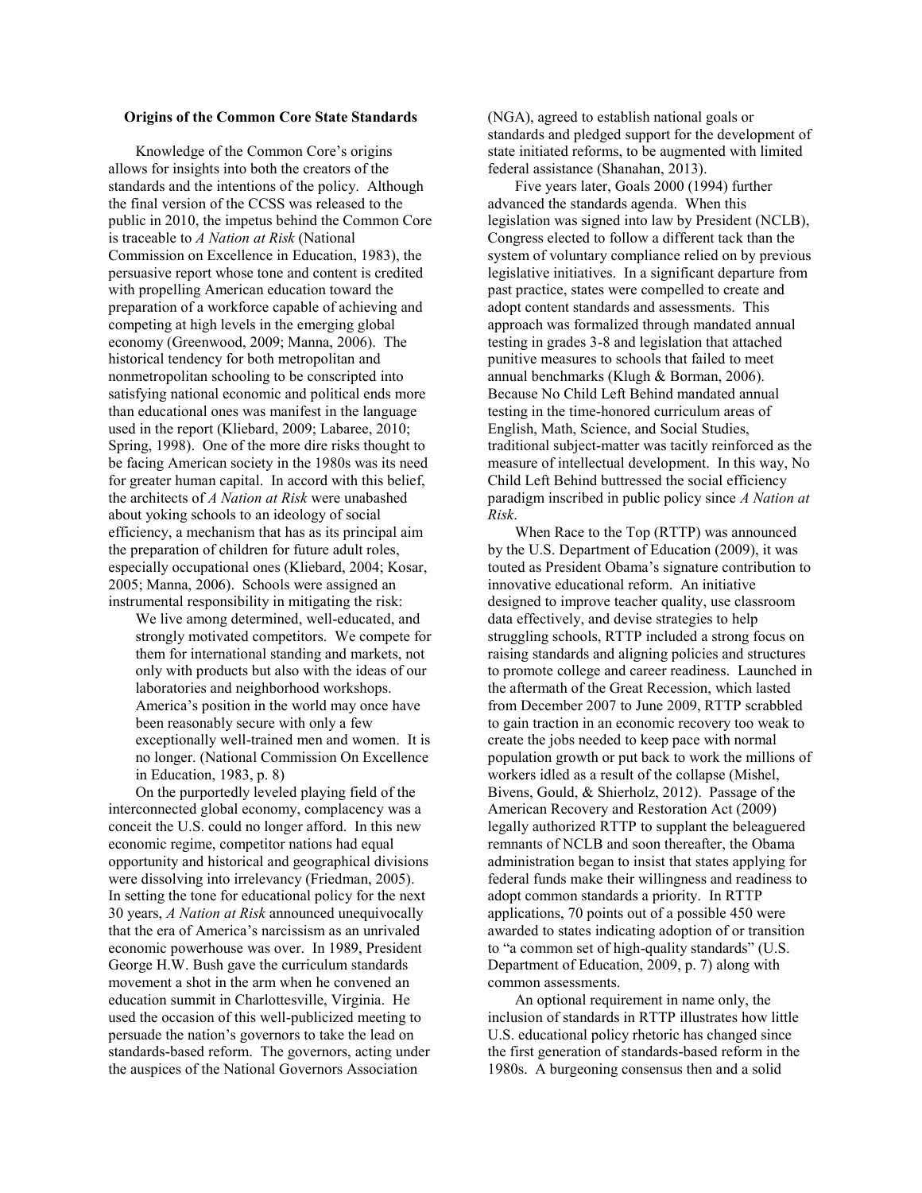### Origins of the Common Core State Standards

Knowledge of the Common Core's origins allows for insights into both the creators of the standards and the intentions of the policy. Although the final version of the CCSS was released to the public in 2010, the impetus behind the Common Core is traceable to *A Nation at Risk* (National Commission on Excellence in Education, 1983), the persuasive report whose tone and content is credited with propelling American education toward the preparation of a workforce capable of achieving and competing at high levels in the emerging global economy (Greenwood, 2009; Manna, 2006). The historical tendency for both metropolitan and nonmetropolitan schooling to be conscripted into satisfying national economic and political ends more than educational ones was manifest in the language used in the report (Kliebard, 2009; Labaree, 2010; Spring, 1998). One of the more dire risks thought to be facing American society in the 1980s was its need for greater human capital. In accord with this belief, the architects of *A Nation at Risk* were unabashed about yoking schools to an ideology of social efficiency, a mechanism that has as its principal aim the preparation of children for future adult roles, especially occupational ones (Kliebard, 2004; Kosar, 2005; Manna, 2006). Schools were assigned an instrumental responsibility in mitigating the risk:

> We live among determined, well-educated, and strongly motivated competitors. We compete for them for international standing and markets, not only with products but also with the ideas of our laboratories and neighborhood workshops. America's position in the world may once have been reasonably secure with only a few exceptionally well-trained men and women. It is no longer. (National Commission On Excellence in Education, 1983, p. 8)

On the purportedly leveled playing field of the interconnected global economy, complacency was a conceit the U.S. could no longer afford. In this new economic regime, competitor nations had equal opportunity and historical and geographical divisions were dissolving into irrelevancy (Friedman, 2005). In setting the tone for educational policy for the next 30 years, *A Nation at Risk* announced unequivocally that the era of America's narcissism as an unrivaled economic powerhouse was over. In 1989, President George H.W. Bush gave the curriculum standards movement a shot in the arm when he convened an education summit in Charlottesville, Virginia. He used the occasion of this well-publicized meeting to persuade the nation's governors to take the lead on standards-based reform. The governors, acting under the auspices of the National Governors Association (NGA), agreed to establish national goals or standards and pledged support for the development of state initiated reforms, to be augmented with limited federal assistance (Shanahan, 2013).

Five years later, Goals 2000 (1994) further advanced the standards agenda. When this legislation was signed into law by President (NCLB), Congress elected to follow a different tack than the system of voluntary compliance relied on by previous legislative initiatives. In a significant departure from past practice, states were compelled to create and adopt content standards and assessments. This approach was formalized through mandated annual testing in grades 3-8 and legislation that attached punitive measures to schools that failed to meet annual benchmarks (Klugh & Borman, 2006). Because No Child Left Behind mandated annual testing in the time-honored curriculum areas of English, Math, Science, and Social Studies, traditional subject-matter was tacitly reinforced as the measure of intellectual development. In this way, No Child Left Behind buttressed the social efficiency paradigm inscribed in public policy since *A Nation at Risk*.

When Race to the Top (RTTP) was announced by the U.S. Department of Education (2009), it was touted as President Obama's signature contribution to innovative educational reform. An initiative designed to improve teacher quality, use classroom data effectively, and devise strategies to help struggling schools, RTTP included a strong focus on raising standards and aligning policies and structures to promote college and career readiness. Launched in the aftermath of the Great Recession, which lasted from December 2007 to June 2009, RTTP scrabbled to gain traction in an economic recovery too weak to create the jobs needed to keep pace with normal population growth or put back to work the millions of workers idled as a result of the collapse (Mishel, Bivens, Gould, & Shierholz, 2012). Passage of the American Recovery and Restoration Act (2009) legally authorized RTTP to supplant the beleaguered remnants of NCLB and soon thereafter, the Obama administration began to insist that states applying for federal funds make their willingness and readiness to adopt common standards a priority. In RTTP applications, 70 points out of a possible 450 were awarded to states indicating adoption of or transition to "a common set of high-quality standards" (U.S. Department of Education, 2009, p. 7) along with common assessments.

An optional requirement in name only, the inclusion of standards in RTTP illustrates how little U.S. educational policy rhetoric has changed since the first generation of standards-based reform in the 1980s. A burgeoning consensus then and a solid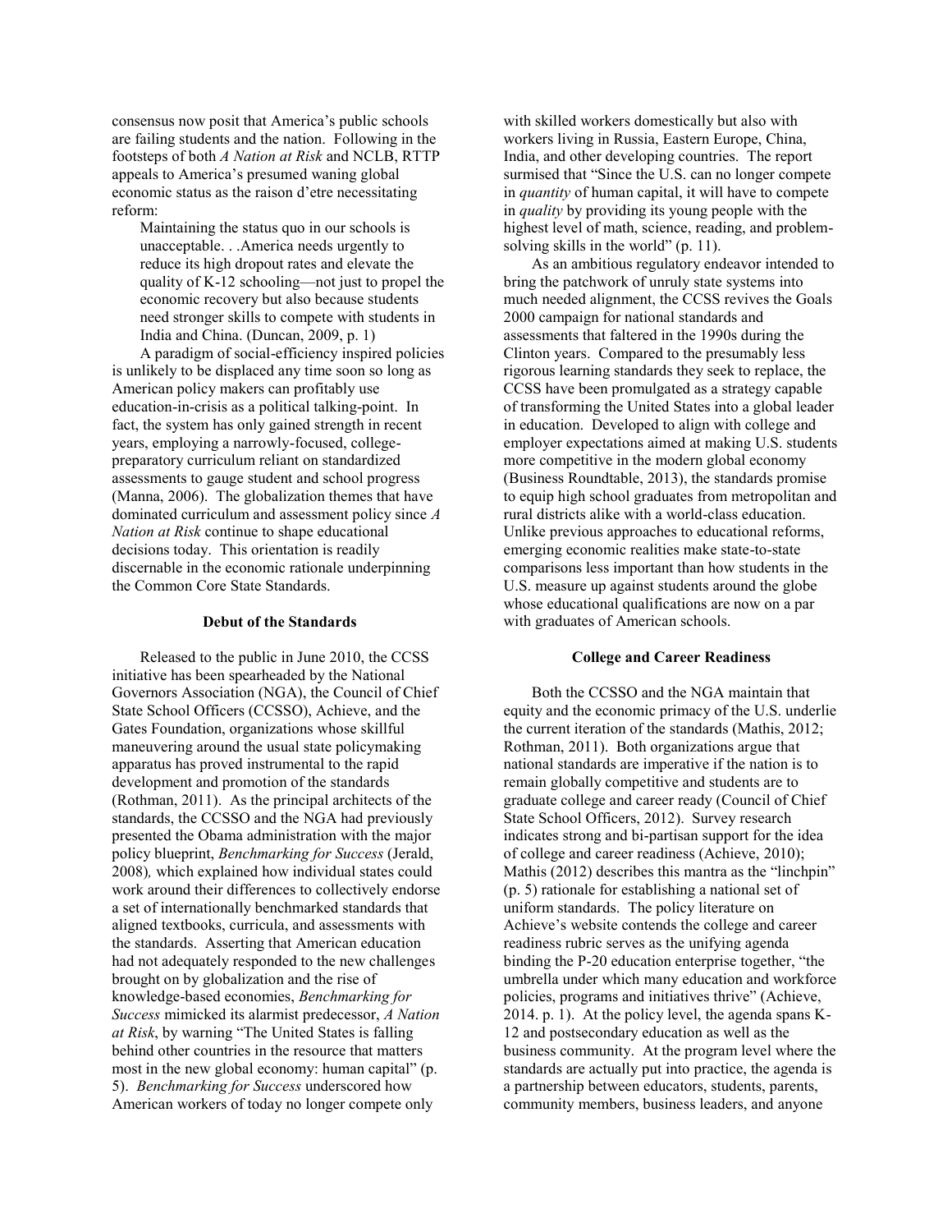consensus now posit that America's public schools are failing students and the nation. Following in the footsteps of both *A Nation at Risk* and NCLB, RTTP appeals to America's presumed waning global economic status as the raison d'etre necessitating reform:

> Maintaining the status quo in our schools is unacceptable. . .America needs urgently to reduce its high dropout rates and elevate the quality of K-12 schooling—not just to propel the economic recovery but also because students need stronger skills to compete with students in India and China. (Duncan, 2009, p. 1)

A paradigm of social-efficiency inspired policies is unlikely to be displaced any time soon so long as American policy makers can profitably use education-in-crisis as a political talking-point. In fact, the system has only gained strength in recent years, employing a narrowly-focused, college-preparatory curriculum reliant on standardized assessments to gauge student and school progress (Manna, 2006). The globalization themes that have dominated curriculum and assessment policy since *A Nation at Risk* continue to shape educational decisions today. This orientation is readily discernable in the economic rationale underpinning the Common Core State Standards.

### Debut of the Standards

Released to the public in June 2010, the CCSS initiative has been spearheaded by the National Governors Association (NGA), the Council of Chief State School Officers (CCSSO), Achieve, and the Gates Foundation, organizations whose skillful maneuvering around the usual state policymaking apparatus has proved instrumental to the rapid development and promotion of the standards (Rothman, 2011). As the principal architects of the standards, the CCSSO and the NGA had previously presented the Obama administration with the major policy blueprint, *Benchmarking for Success* (Jerald, 2008)*,* which explained how individual states could work around their differences to collectively endorse a set of internationally benchmarked standards that aligned textbooks, curricula, and assessments with the standards. Asserting that American education had not adequately responded to the new challenges brought on by globalization and the rise of knowledge-based economies, *Benchmarking for Success* mimicked its alarmist predecessor, *A Nation at Risk*, by warning "The United States is falling behind other countries in the resource that matters most in the new global economy: human capital" (p. 5). *Benchmarking for Success* underscored how American workers of today no longer compete only with skilled workers domestically but also with workers living in Russia, Eastern Europe, China, India, and other developing countries. The report surmised that "Since the U.S. can no longer compete in *quantity* of human capital, it will have to compete in *quality* by providing its young people with the highest level of math, science, reading, and problem-solving skills in the world" (p. 11).

As an ambitious regulatory endeavor intended to bring the patchwork of unruly state systems into much needed alignment, the CCSS revives the Goals 2000 campaign for national standards and assessments that faltered in the 1990s during the Clinton years. Compared to the presumably less rigorous learning standards they seek to replace, the CCSS have been promulgated as a strategy capable of transforming the United States into a global leader in education. Developed to align with college and employer expectations aimed at making U.S. students more competitive in the modern global economy (Business Roundtable, 2013), the standards promise to equip high school graduates from metropolitan and rural districts alike with a world-class education. Unlike previous approaches to educational reforms, emerging economic realities make state-to-state comparisons less important than how students in the U.S. measure up against students around the globe whose educational qualifications are now on a par with graduates of American schools.

### College and Career Readiness

Both the CCSSO and the NGA maintain that equity and the economic primacy of the U.S. underlie the current iteration of the standards (Mathis, 2012; Rothman, 2011). Both organizations argue that national standards are imperative if the nation is to remain globally competitive and students are to graduate college and career ready (Council of Chief State School Officers, 2012). Survey research indicates strong and bi-partisan support for the idea of college and career readiness (Achieve, 2010); Mathis (2012) describes this mantra as the "linchpin" (p. 5) rationale for establishing a national set of uniform standards. The policy literature on Achieve's website contends the college and career readiness rubric serves as the unifying agenda binding the P-20 education enterprise together, "the umbrella under which many education and workforce policies, programs and initiatives thrive" (Achieve, 2014. p. 1). At the policy level, the agenda spans K-12 and postsecondary education as well as the business community. At the program level where the standards are actually put into practice, the agenda is a partnership between educators, students, parents, community members, business leaders, and anyone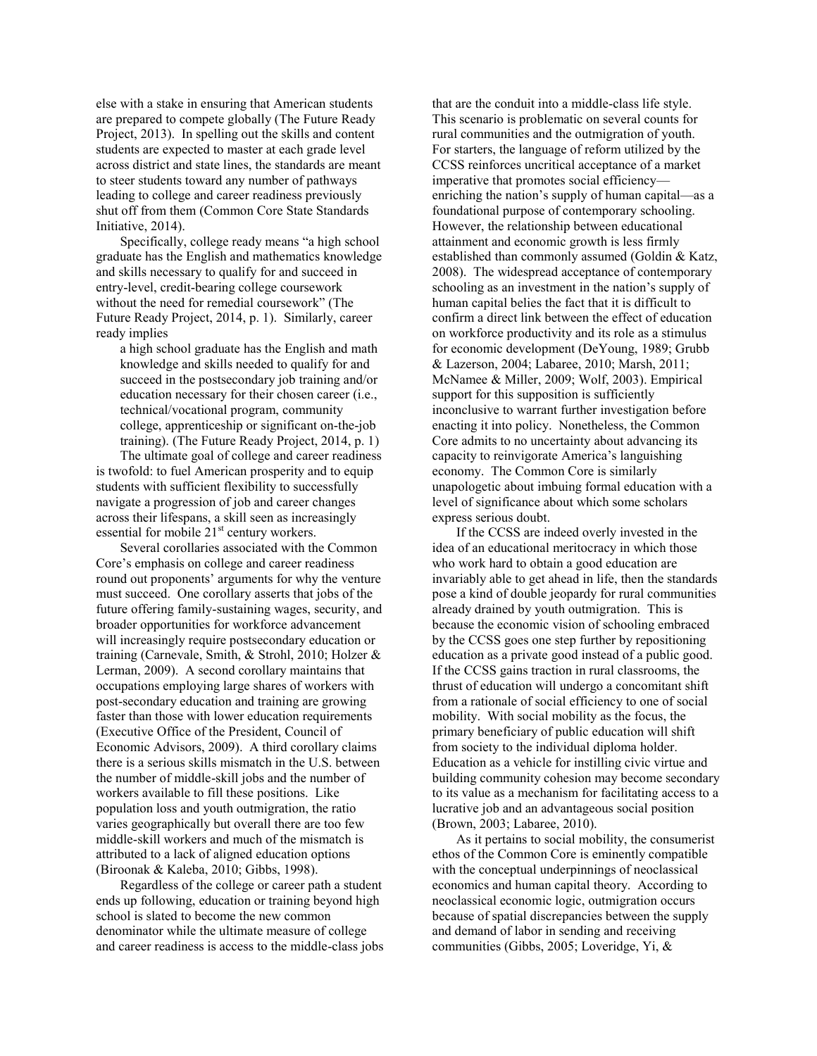else with a stake in ensuring that American students are prepared to compete globally (The Future Ready Project, 2013). In spelling out the skills and content students are expected to master at each grade level across district and state lines, the standards are meant to steer students toward any number of pathways leading to college and career readiness previously shut off from them (Common Core State Standards Initiative, 2014).

Specifically, college ready means "a high school graduate has the English and mathematics knowledge and skills necessary to qualify for and succeed in entry-level, credit-bearing college coursework without the need for remedial coursework" (The Future Ready Project, 2014, p. 1). Similarly, career ready implies

> a high school graduate has the English and math knowledge and skills needed to qualify for and succeed in the postsecondary job training and/or education necessary for their chosen career (i.e., technical/vocational program, community college, apprenticeship or significant on-the-job training). (The Future Ready Project, 2014, p. 1)

The ultimate goal of college and career readiness is twofold: to fuel American prosperity and to equip students with sufficient flexibility to successfully navigate a progression of job and career changes across their lifespans, a skill seen as increasingly essential for mobile 21st century workers.

Several corollaries associated with the Common Core's emphasis on college and career readiness round out proponents' arguments for why the venture must succeed. One corollary asserts that jobs of the future offering family-sustaining wages, security, and broader opportunities for workforce advancement will increasingly require postsecondary education or training (Carnevale, Smith, & Strohl, 2010; Holzer & Lerman, 2009). A second corollary maintains that occupations employing large shares of workers with post-secondary education and training are growing faster than those with lower education requirements (Executive Office of the President, Council of Economic Advisors, 2009). A third corollary claims there is a serious skills mismatch in the U.S. between the number of middle-skill jobs and the number of workers available to fill these positions. Like population loss and youth outmigration, the ratio varies geographically but overall there are too few middle-skill workers and much of the mismatch is attributed to a lack of aligned education options (Biroonak & Kaleba, 2010; Gibbs, 1998).

Regardless of the college or career path a student ends up following, education or training beyond high school is slated to become the new common denominator while the ultimate measure of college and career readiness is access to the middle-class jobs that are the conduit into a middle-class life style. This scenario is problematic on several counts for rural communities and the outmigration of youth. For starters, the language of reform utilized by the CCSS reinforces uncritical acceptance of a market imperative that promotes social efficiency—enriching the nation's supply of human capital—as a foundational purpose of contemporary schooling. However, the relationship between educational attainment and economic growth is less firmly established than commonly assumed (Goldin & Katz, 2008). The widespread acceptance of contemporary schooling as an investment in the nation's supply of human capital belies the fact that it is difficult to confirm a direct link between the effect of education on workforce productivity and its role as a stimulus for economic development (DeYoung, 1989; Grubb & Lazerson, 2004; Labaree, 2010; Marsh, 2011; McNamee & Miller, 2009; Wolf, 2003). Empirical support for this supposition is sufficiently inconclusive to warrant further investigation before enacting it into policy. Nonetheless, the Common Core admits to no uncertainty about advancing its capacity to reinvigorate America's languishing economy. The Common Core is similarly unapologetic about imbuing formal education with a level of significance about which some scholars express serious doubt.

If the CCSS are indeed overly invested in the idea of an educational meritocracy in which those who work hard to obtain a good education are invariably able to get ahead in life, then the standards pose a kind of double jeopardy for rural communities already drained by youth outmigration. This is because the economic vision of schooling embraced by the CCSS goes one step further by repositioning education as a private good instead of a public good. If the CCSS gains traction in rural classrooms, the thrust of education will undergo a concomitant shift from a rationale of social efficiency to one of social mobility. With social mobility as the focus, the primary beneficiary of public education will shift from society to the individual diploma holder. Education as a vehicle for instilling civic virtue and building community cohesion may become secondary to its value as a mechanism for facilitating access to a lucrative job and an advantageous social position (Brown, 2003; Labaree, 2010).

As it pertains to social mobility, the consumerist ethos of the Common Core is eminently compatible with the conceptual underpinnings of neoclassical economics and human capital theory. According to neoclassical economic logic, outmigration occurs because of spatial discrepancies between the supply and demand of labor in sending and receiving communities (Gibbs, 2005; Loveridge, Yi, &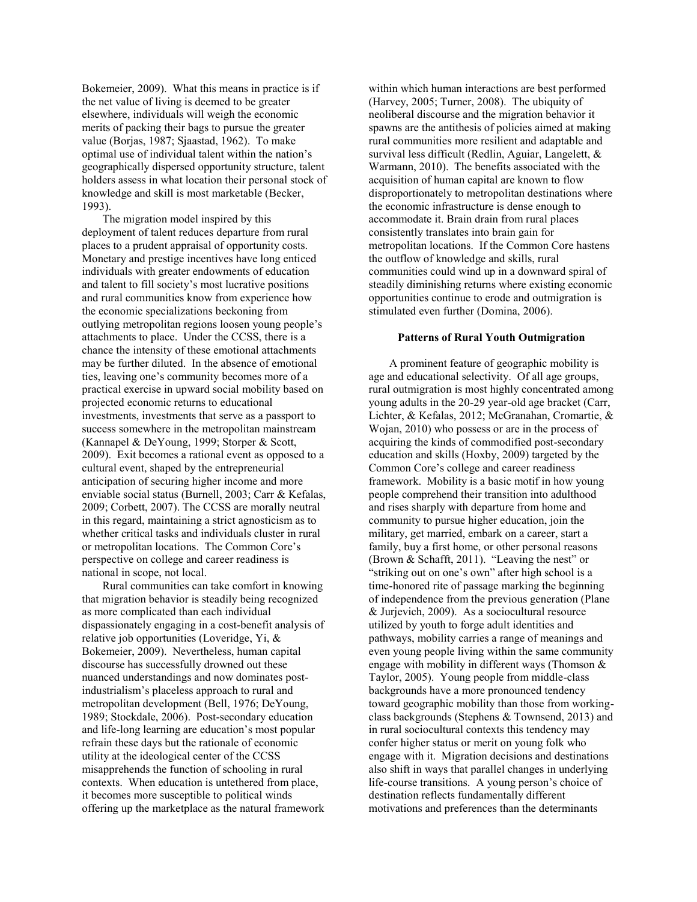Bokemeier, 2009). What this means in practice is if the net value of living is deemed to be greater elsewhere, individuals will weigh the economic merits of packing their bags to pursue the greater value (Borjas, 1987; Sjaastad, 1962). To make optimal use of individual talent within the nation's geographically dispersed opportunity structure, talent holders assess in what location their personal stock of knowledge and skill is most marketable (Becker, 1993).

The migration model inspired by this deployment of talent reduces departure from rural places to a prudent appraisal of opportunity costs. Monetary and prestige incentives have long enticed individuals with greater endowments of education and talent to fill society's most lucrative positions and rural communities know from experience how the economic specializations beckoning from outlying metropolitan regions loosen young people's attachments to place. Under the CCSS, there is a chance the intensity of these emotional attachments may be further diluted. In the absence of emotional ties, leaving one's community becomes more of a practical exercise in upward social mobility based on projected economic returns to educational investments, investments that serve as a passport to success somewhere in the metropolitan mainstream (Kannapel & DeYoung, 1999; Storper & Scott, 2009). Exit becomes a rational event as opposed to a cultural event, shaped by the entrepreneurial anticipation of securing higher income and more enviable social status (Burnell, 2003; Carr & Kefalas, 2009; Corbett, 2007). The CCSS are morally neutral in this regard, maintaining a strict agnosticism as to whether critical tasks and individuals cluster in rural or metropolitan locations. The Common Core's perspective on college and career readiness is national in scope, not local.

Rural communities can take comfort in knowing that migration behavior is steadily being recognized as more complicated than each individual dispassionately engaging in a cost-benefit analysis of relative job opportunities (Loveridge, Yi, & Bokemeier, 2009). Nevertheless, human capital discourse has successfully drowned out these nuanced understandings and now dominates post-industrialism's placeless approach to rural and metropolitan development (Bell, 1976; DeYoung, 1989; Stockdale, 2006). Post-secondary education and life-long learning are education's most popular refrain these days but the rationale of economic utility at the ideological center of the CCSS misapprehends the function of schooling in rural contexts. When education is untethered from place, it becomes more susceptible to political winds offering up the marketplace as the natural framework within which human interactions are best performed (Harvey, 2005; Turner, 2008). The ubiquity of neoliberal discourse and the migration behavior it spawns are the antithesis of policies aimed at making rural communities more resilient and adaptable and survival less difficult (Redlin, Aguiar, Langelett, & Warmann, 2010). The benefits associated with the acquisition of human capital are known to flow disproportionately to metropolitan destinations where the economic infrastructure is dense enough to accommodate it. Brain drain from rural places consistently translates into brain gain for metropolitan locations. If the Common Core hastens the outflow of knowledge and skills, rural communities could wind up in a downward spiral of steadily diminishing returns where existing economic opportunities continue to erode and outmigration is stimulated even further (Domina, 2006).

## Patterns of Rural Youth Outmigration

A prominent feature of geographic mobility is age and educational selectivity. Of all age groups, rural outmigration is most highly concentrated among young adults in the 20-29 year-old age bracket (Carr, Lichter, & Kefalas, 2012; McGranahan, Cromartie, & Wojan, 2010) who possess or are in the process of acquiring the kinds of commodified post-secondary education and skills (Hoxby, 2009) targeted by the Common Core's college and career readiness framework. Mobility is a basic motif in how young people comprehend their transition into adulthood and rises sharply with departure from home and community to pursue higher education, join the military, get married, embark on a career, start a family, buy a first home, or other personal reasons (Brown & Schafft, 2011). "Leaving the nest" or "striking out on one's own" after high school is a time-honored rite of passage marking the beginning of independence from the previous generation (Plane & Jurjevich, 2009). As a sociocultural resource utilized by youth to forge adult identities and pathways, mobility carries a range of meanings and even young people living within the same community engage with mobility in different ways (Thomson & Taylor, 2005). Young people from middle-class backgrounds have a more pronounced tendency toward geographic mobility than those from working-class backgrounds (Stephens & Townsend, 2013) and in rural sociocultural contexts this tendency may confer higher status or merit on young folk who engage with it. Migration decisions and destinations also shift in ways that parallel changes in underlying life-course transitions. A young person's choice of destination reflects fundamentally different motivations and preferences than the determinants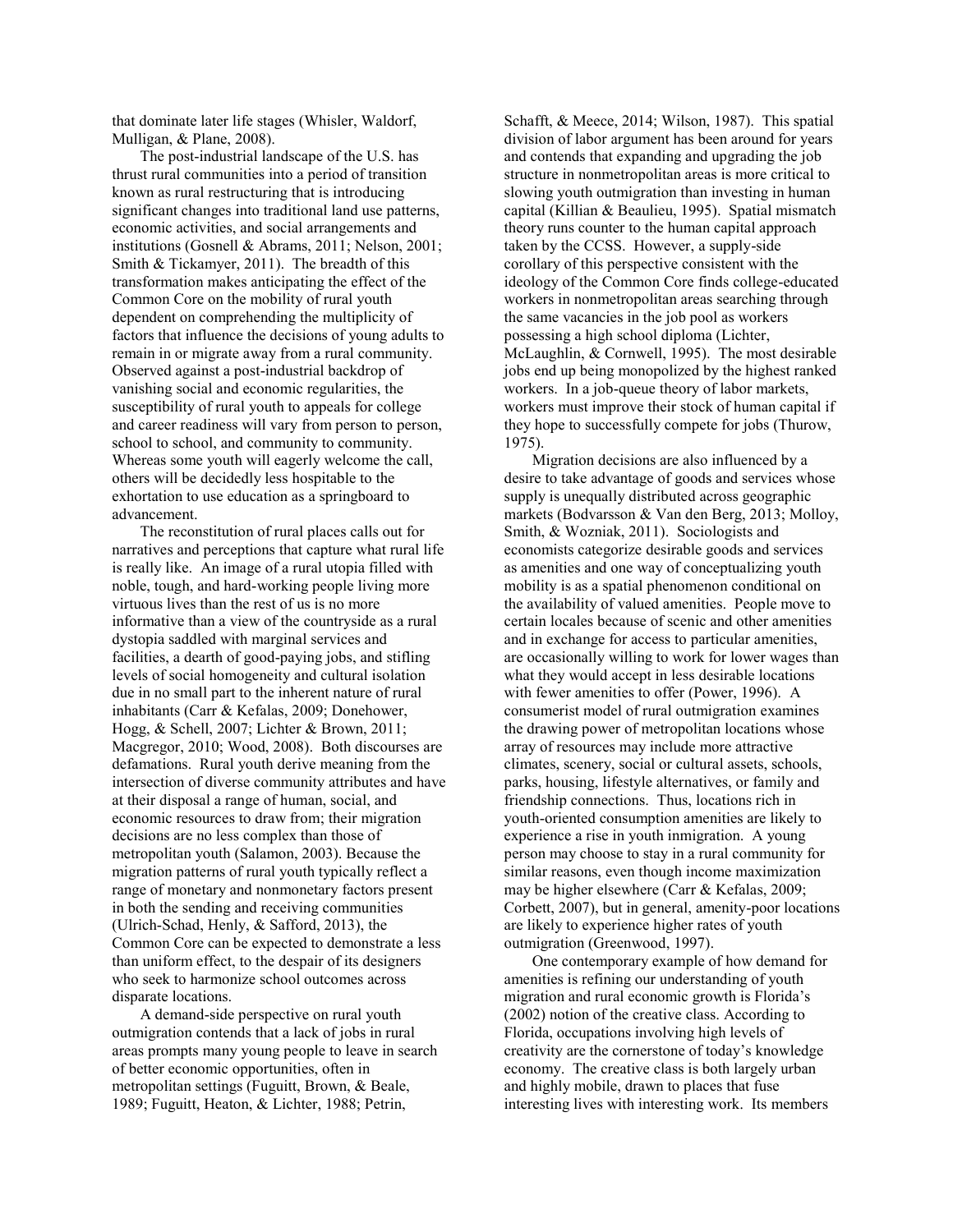that dominate later life stages (Whisler, Waldorf, Mulligan, & Plane, 2008).

The post-industrial landscape of the U.S. has thrust rural communities into a period of transition known as rural restructuring that is introducing significant changes into traditional land use patterns, economic activities, and social arrangements and institutions (Gosnell & Abrams, 2011; Nelson, 2001; Smith & Tickamyer, 2011). The breadth of this transformation makes anticipating the effect of the Common Core on the mobility of rural youth dependent on comprehending the multiplicity of factors that influence the decisions of young adults to remain in or migrate away from a rural community. Observed against a post-industrial backdrop of vanishing social and economic regularities, the susceptibility of rural youth to appeals for college and career readiness will vary from person to person, school to school, and community to community. Whereas some youth will eagerly welcome the call, others will be decidedly less hospitable to the exhortation to use education as a springboard to advancement.

The reconstitution of rural places calls out for narratives and perceptions that capture what rural life is really like. An image of a rural utopia filled with noble, tough, and hard-working people living more virtuous lives than the rest of us is no more informative than a view of the countryside as a rural dystopia saddled with marginal services and facilities, a dearth of good-paying jobs, and stifling levels of social homogeneity and cultural isolation due in no small part to the inherent nature of rural inhabitants (Carr & Kefalas, 2009; Donehower, Hogg, & Schell, 2007; Lichter & Brown, 2011; Macgregor, 2010; Wood, 2008). Both discourses are defamations. Rural youth derive meaning from the intersection of diverse community attributes and have at their disposal a range of human, social, and economic resources to draw from; their migration decisions are no less complex than those of metropolitan youth (Salamon, 2003). Because the migration patterns of rural youth typically reflect a range of monetary and nonmonetary factors present in both the sending and receiving communities (Ulrich-Schad, Henly, & Safford, 2013), the Common Core can be expected to demonstrate a less than uniform effect, to the despair of its designers who seek to harmonize school outcomes across disparate locations.

A demand-side perspective on rural youth outmigration contends that a lack of jobs in rural areas prompts many young people to leave in search of better economic opportunities, often in metropolitan settings (Fuguitt, Brown, & Beale, 1989; Fuguitt, Heaton, & Lichter, 1988; Petrin, Schafft, & Meece, 2014; Wilson, 1987). This spatial division of labor argument has been around for years and contends that expanding and upgrading the job structure in nonmetropolitan areas is more critical to slowing youth outmigration than investing in human capital (Killian & Beaulieu, 1995). Spatial mismatch theory runs counter to the human capital approach taken by the CCSS. However, a supply-side corollary of this perspective consistent with the ideology of the Common Core finds college-educated workers in nonmetropolitan areas searching through the same vacancies in the job pool as workers possessing a high school diploma (Lichter, McLaughlin, & Cornwell, 1995). The most desirable jobs end up being monopolized by the highest ranked workers. In a job-queue theory of labor markets, workers must improve their stock of human capital if they hope to successfully compete for jobs (Thurow, 1975).

Migration decisions are also influenced by a desire to take advantage of goods and services whose supply is unequally distributed across geographic markets (Bodvarsson & Van den Berg, 2013; Molloy, Smith, & Wozniak, 2011). Sociologists and economists categorize desirable goods and services as amenities and one way of conceptualizing youth mobility is as a spatial phenomenon conditional on the availability of valued amenities. People move to certain locales because of scenic and other amenities and in exchange for access to particular amenities, are occasionally willing to work for lower wages than what they would accept in less desirable locations with fewer amenities to offer (Power, 1996). A consumerist model of rural outmigration examines the drawing power of metropolitan locations whose array of resources may include more attractive climates, scenery, social or cultural assets, schools, parks, housing, lifestyle alternatives, or family and friendship connections. Thus, locations rich in youth-oriented consumption amenities are likely to experience a rise in youth inmigration. A young person may choose to stay in a rural community for similar reasons, even though income maximization may be higher elsewhere (Carr & Kefalas, 2009; Corbett, 2007), but in general, amenity-poor locations are likely to experience higher rates of youth outmigration (Greenwood, 1997).

One contemporary example of how demand for amenities is refining our understanding of youth migration and rural economic growth is Florida's (2002) notion of the creative class. According to Florida, occupations involving high levels of creativity are the cornerstone of today's knowledge economy. The creative class is both largely urban and highly mobile, drawn to places that fuse interesting lives with interesting work. Its members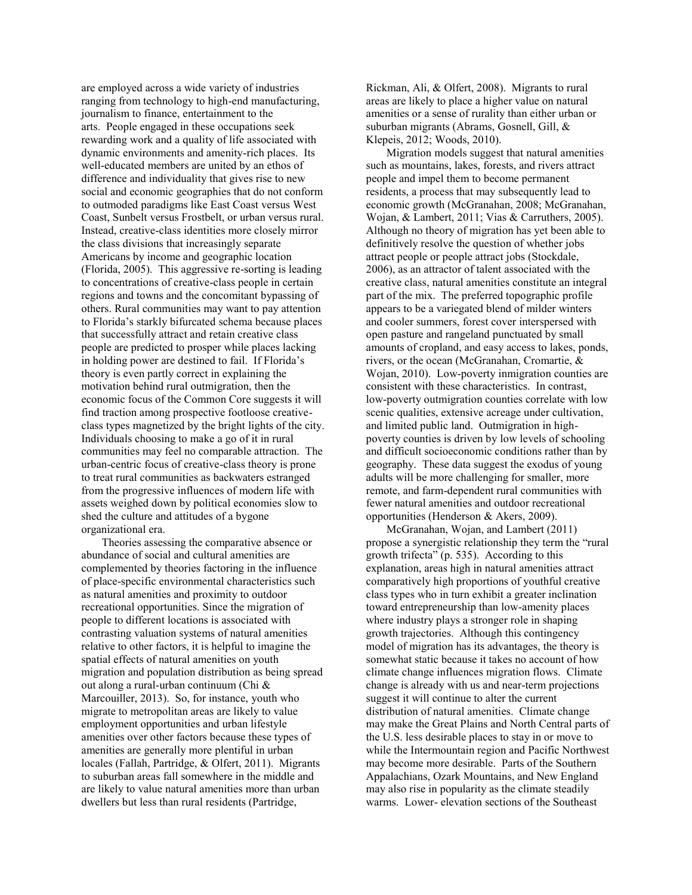are employed across a wide variety of industries ranging from technology to high-end manufacturing, journalism to finance, entertainment to the arts. People engaged in these occupations seek rewarding work and a quality of life associated with dynamic environments and amenity-rich places. Its well-educated members are united by an ethos of difference and individuality that gives rise to new social and economic geographies that do not conform to outmoded paradigms like East Coast versus West Coast, Sunbelt versus Frostbelt, or urban versus rural. Instead, creative-class identities more closely mirror the class divisions that increasingly separate Americans by income and geographic location (Florida, 2005). This aggressive re-sorting is leading to concentrations of creative-class people in certain regions and towns and the concomitant bypassing of others. Rural communities may want to pay attention to Florida's starkly bifurcated schema because places that successfully attract and retain creative class people are predicted to prosper while places lacking in holding power are destined to fail. If Florida's theory is even partly correct in explaining the motivation behind rural outmigration, then the economic focus of the Common Core suggests it will find traction among prospective footloose creative-class types magnetized by the bright lights of the city. Individuals choosing to make a go of it in rural communities may feel no comparable attraction. The urban-centric focus of creative-class theory is prone to treat rural communities as backwaters estranged from the progressive influences of modern life with assets weighed down by political economies slow to shed the culture and attitudes of a bygone organizational era.

Theories assessing the comparative absence or abundance of social and cultural amenities are complemented by theories factoring in the influence of place-specific environmental characteristics such as natural amenities and proximity to outdoor recreational opportunities. Since the migration of people to different locations is associated with contrasting valuation systems of natural amenities relative to other factors, it is helpful to imagine the spatial effects of natural amenities on youth migration and population distribution as being spread out along a rural-urban continuum (Chi & Marcouiller, 2013). So, for instance, youth who migrate to metropolitan areas are likely to value employment opportunities and urban lifestyle amenities over other factors because these types of amenities are generally more plentiful in urban locales (Fallah, Partridge, & Olfert, 2011). Migrants to suburban areas fall somewhere in the middle and are likely to value natural amenities more than urban dwellers but less than rural residents (Partridge, Rickman, Ali, & Olfert, 2008). Migrants to rural areas are likely to place a higher value on natural amenities or a sense of rurality than either urban or suburban migrants (Abrams, Gosnell, Gill, & Klepeis, 2012; Woods, 2010).

Migration models suggest that natural amenities such as mountains, lakes, forests, and rivers attract people and impel them to become permanent residents, a process that may subsequently lead to economic growth (McGranahan, 2008; McGranahan, Wojan, & Lambert, 2011; Vias & Carruthers, 2005). Although no theory of migration has yet been able to definitively resolve the question of whether jobs attract people or people attract jobs (Stockdale, 2006), as an attractor of talent associated with the creative class, natural amenities constitute an integral part of the mix. The preferred topographic profile appears to be a variegated blend of milder winters and cooler summers, forest cover interspersed with open pasture and rangeland punctuated by small amounts of cropland, and easy access to lakes, ponds, rivers, or the ocean (McGranahan, Cromartie, & Wojan, 2010). Low-poverty inmigration counties are consistent with these characteristics. In contrast, low-poverty outmigration counties correlate with low scenic qualities, extensive acreage under cultivation, and limited public land. Outmigration in high-poverty counties is driven by low levels of schooling and difficult socioeconomic conditions rather than by geography. These data suggest the exodus of young adults will be more challenging for smaller, more remote, and farm-dependent rural communities with fewer natural amenities and outdoor recreational opportunities (Henderson & Akers, 2009).

McGranahan, Wojan, and Lambert (2011) propose a synergistic relationship they term the "rural growth trifecta" (p. 535). According to this explanation, areas high in natural amenities attract comparatively high proportions of youthful creative class types who in turn exhibit a greater inclination toward entrepreneurship than low-amenity places where industry plays a stronger role in shaping growth trajectories. Although this contingency model of migration has its advantages, the theory is somewhat static because it takes no account of how climate change influences migration flows. Climate change is already with us and near-term projections suggest it will continue to alter the current distribution of natural amenities. Climate change may make the Great Plains and North Central parts of the U.S. less desirable places to stay in or move to while the Intermountain region and Pacific Northwest may become more desirable. Parts of the Southern Appalachians, Ozark Mountains, and New England may also rise in popularity as the climate steadily warms. Lower- elevation sections of the Southeast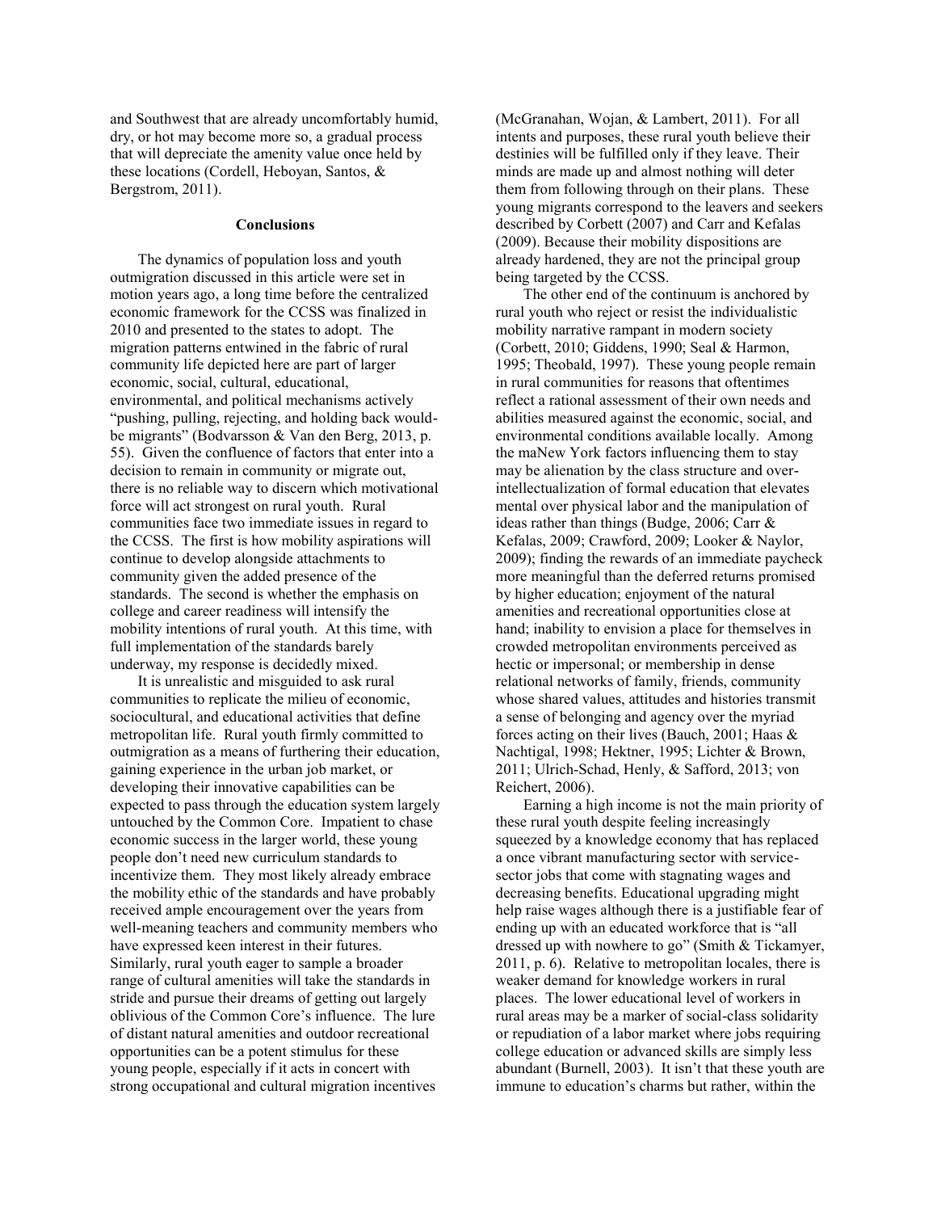and Southwest that are already uncomfortably humid, dry, or hot may become more so, a gradual process that will depreciate the amenity value once held by these locations (Cordell, Heboyan, Santos, & Bergstrom, 2011).

## Conclusions

The dynamics of population loss and youth outmigration discussed in this article were set in motion years ago, a long time before the centralized economic framework for the CCSS was finalized in 2010 and presented to the states to adopt. The migration patterns entwined in the fabric of rural community life depicted here are part of larger economic, social, cultural, educational, environmental, and political mechanisms actively "pushing, pulling, rejecting, and holding back would-be migrants" (Bodvarsson & Van den Berg, 2013, p. 55). Given the confluence of factors that enter into a decision to remain in community or migrate out, there is no reliable way to discern which motivational force will act strongest on rural youth. Rural communities face two immediate issues in regard to the CCSS. The first is how mobility aspirations will continue to develop alongside attachments to community given the added presence of the standards. The second is whether the emphasis on college and career readiness will intensify the mobility intentions of rural youth. At this time, with full implementation of the standards barely underway, my response is decidedly mixed.

It is unrealistic and misguided to ask rural communities to replicate the milieu of economic, sociocultural, and educational activities that define metropolitan life. Rural youth firmly committed to outmigration as a means of furthering their education, gaining experience in the urban job market, or developing their innovative capabilities can be expected to pass through the education system largely untouched by the Common Core. Impatient to chase economic success in the larger world, these young people don't need new curriculum standards to incentivize them. They most likely already embrace the mobility ethic of the standards and have probably received ample encouragement over the years from well-meaning teachers and community members who have expressed keen interest in their futures. Similarly, rural youth eager to sample a broader range of cultural amenities will take the standards in stride and pursue their dreams of getting out largely oblivious of the Common Core's influence. The lure of distant natural amenities and outdoor recreational opportunities can be a potent stimulus for these young people, especially if it acts in concert with strong occupational and cultural migration incentives (McGranahan, Wojan, & Lambert, 2011). For all intents and purposes, these rural youth believe their destinies will be fulfilled only if they leave. Their minds are made up and almost nothing will deter them from following through on their plans. These young migrants correspond to the leavers and seekers described by Corbett (2007) and Carr and Kefalas (2009). Because their mobility dispositions are already hardened, they are not the principal group being targeted by the CCSS.

The other end of the continuum is anchored by rural youth who reject or resist the individualistic mobility narrative rampant in modern society (Corbett, 2010; Giddens, 1990; Seal & Harmon, 1995; Theobald, 1997). These young people remain in rural communities for reasons that oftentimes reflect a rational assessment of their own needs and abilities measured against the economic, social, and environmental conditions available locally. Among the maNew York factors influencing them to stay may be alienation by the class structure and over-intellectualization of formal education that elevates mental over physical labor and the manipulation of ideas rather than things (Budge, 2006; Carr & Kefalas, 2009; Crawford, 2009; Looker & Naylor, 2009); finding the rewards of an immediate paycheck more meaningful than the deferred returns promised by higher education; enjoyment of the natural amenities and recreational opportunities close at hand; inability to envision a place for themselves in crowded metropolitan environments perceived as hectic or impersonal; or membership in dense relational networks of family, friends, community whose shared values, attitudes and histories transmit a sense of belonging and agency over the myriad forces acting on their lives (Bauch, 2001; Haas & Nachtigal, 1998; Hektner, 1995; Lichter & Brown, 2011; Ulrich-Schad, Henly, & Safford, 2013; von Reichert, 2006).

Earning a high income is not the main priority of these rural youth despite feeling increasingly squeezed by a knowledge economy that has replaced a once vibrant manufacturing sector with service-sector jobs that come with stagnating wages and decreasing benefits. Educational upgrading might help raise wages although there is a justifiable fear of ending up with an educated workforce that is "all dressed up with nowhere to go" (Smith & Tickamyer, 2011, p. 6). Relative to metropolitan locales, there is weaker demand for knowledge workers in rural places. The lower educational level of workers in rural areas may be a marker of social-class solidarity or repudiation of a labor market where jobs requiring college education or advanced skills are simply less abundant (Burnell, 2003). It isn't that these youth are immune to education's charms but rather, within the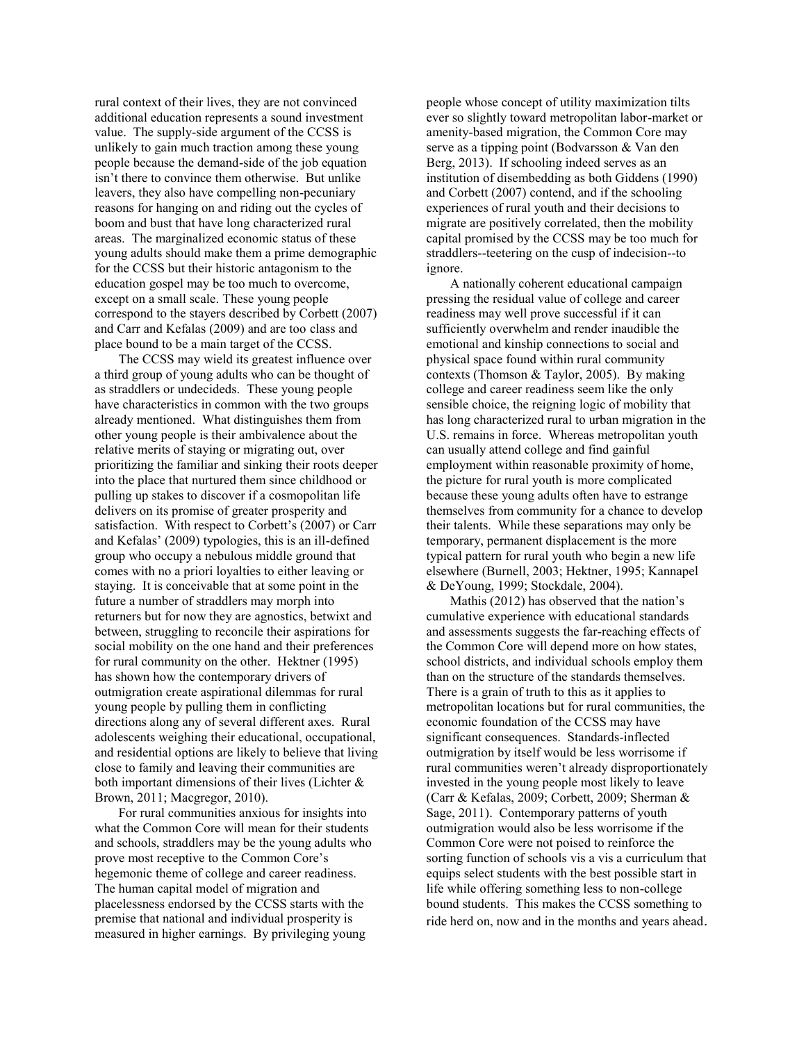rural context of their lives, they are not convinced additional education represents a sound investment value. The supply-side argument of the CCSS is unlikely to gain much traction among these young people because the demand-side of the job equation isn't there to convince them otherwise. But unlike leavers, they also have compelling non-pecuniary reasons for hanging on and riding out the cycles of boom and bust that have long characterized rural areas. The marginalized economic status of these young adults should make them a prime demographic for the CCSS but their historic antagonism to the education gospel may be too much to overcome, except on a small scale. These young people correspond to the stayers described by Corbett (2007) and Carr and Kefalas (2009) and are too class and place bound to be a main target of the CCSS.

The CCSS may wield its greatest influence over a third group of young adults who can be thought of as straddlers or undecideds. These young people have characteristics in common with the two groups already mentioned. What distinguishes them from other young people is their ambivalence about the relative merits of staying or migrating out, over prioritizing the familiar and sinking their roots deeper into the place that nurtured them since childhood or pulling up stakes to discover if a cosmopolitan life delivers on its promise of greater prosperity and satisfaction. With respect to Corbett's (2007) or Carr and Kefalas' (2009) typologies, this is an ill-defined group who occupy a nebulous middle ground that comes with no a priori loyalties to either leaving or staying. It is conceivable that at some point in the future a number of straddlers may morph into returners but for now they are agnostics, betwixt and between, struggling to reconcile their aspirations for social mobility on the one hand and their preferences for rural community on the other. Hektner (1995) has shown how the contemporary drivers of outmigration create aspirational dilemmas for rural young people by pulling them in conflicting directions along any of several different axes. Rural adolescents weighing their educational, occupational, and residential options are likely to believe that living close to family and leaving their communities are both important dimensions of their lives (Lichter & Brown, 2011; Macgregor, 2010).

For rural communities anxious for insights into what the Common Core will mean for their students and schools, straddlers may be the young adults who prove most receptive to the Common Core's hegemonic theme of college and career readiness. The human capital model of migration and placelessness endorsed by the CCSS starts with the premise that national and individual prosperity is measured in higher earnings. By privileging young people whose concept of utility maximization tilts ever so slightly toward metropolitan labor-market or amenity-based migration, the Common Core may serve as a tipping point (Bodvarsson & Van den Berg, 2013). If schooling indeed serves as an institution of disembedding as both Giddens (1990) and Corbett (2007) contend, and if the schooling experiences of rural youth and their decisions to migrate are positively correlated, then the mobility capital promised by the CCSS may be too much for straddlers--teetering on the cusp of indecision--to ignore.

A nationally coherent educational campaign pressing the residual value of college and career readiness may well prove successful if it can sufficiently overwhelm and render inaudible the emotional and kinship connections to social and physical space found within rural community contexts (Thomson & Taylor, 2005). By making college and career readiness seem like the only sensible choice, the reigning logic of mobility that has long characterized rural to urban migration in the U.S. remains in force. Whereas metropolitan youth can usually attend college and find gainful employment within reasonable proximity of home, the picture for rural youth is more complicated because these young adults often have to estrange themselves from community for a chance to develop their talents. While these separations may only be temporary, permanent displacement is the more typical pattern for rural youth who begin a new life elsewhere (Burnell, 2003; Hektner, 1995; Kannapel & DeYoung, 1999; Stockdale, 2004).

Mathis (2012) has observed that the nation's cumulative experience with educational standards and assessments suggests the far-reaching effects of the Common Core will depend more on how states, school districts, and individual schools employ them than on the structure of the standards themselves. There is a grain of truth to this as it applies to metropolitan locations but for rural communities, the economic foundation of the CCSS may have significant consequences. Standards-inflected outmigration by itself would be less worrisome if rural communities weren't already disproportionately invested in the young people most likely to leave (Carr & Kefalas, 2009; Corbett, 2009; Sherman & Sage, 2011). Contemporary patterns of youth outmigration would also be less worrisome if the Common Core were not poised to reinforce the sorting function of schools vis a vis a curriculum that equips select students with the best possible start in life while offering something less to non-college bound students. This makes the CCSS something to ride herd on, now and in the months and years ahead.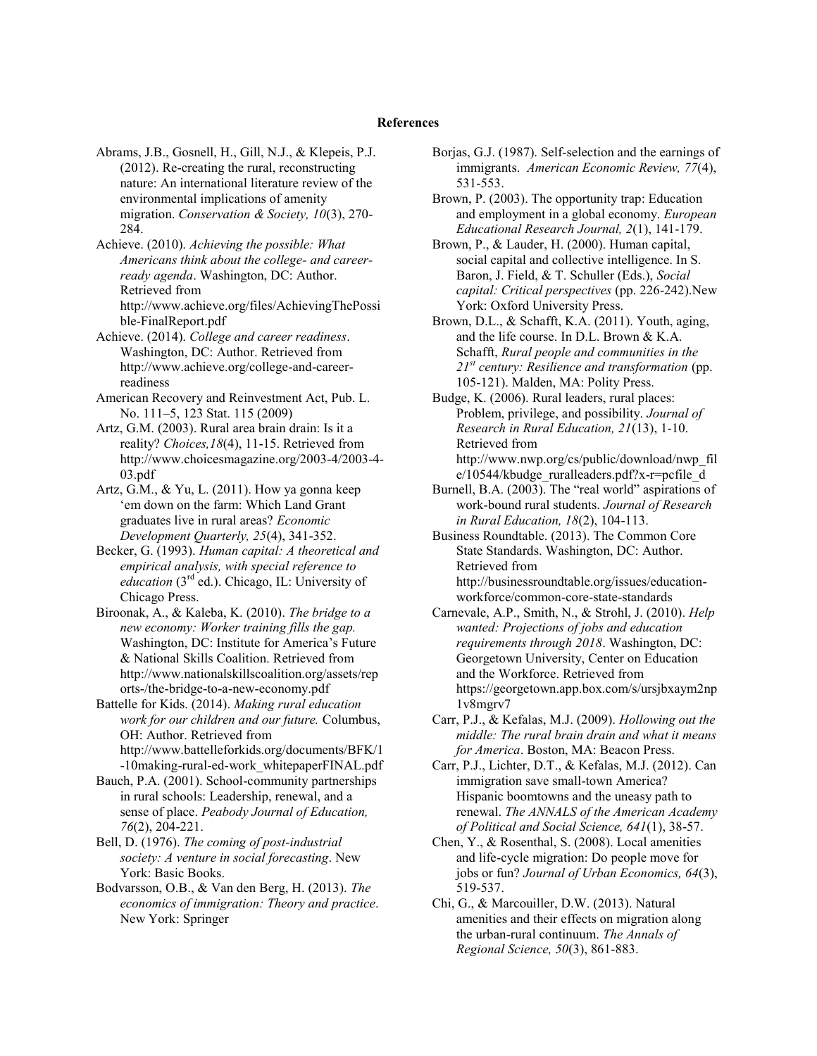**References**

Abrams, J.B., Gosnell, H., Gill, N.J., & Klepeis, P.J. (2012). Re-creating the rural, reconstructing nature: An international literature review of the environmental implications of amenity migration. *Conservation & Society, 10*(3), 270-284.

Achieve. (2010). *Achieving the possible: What Americans think about the college- and career-ready agenda*. Washington, DC: Author. Retrieved from http://www.achieve.org/files/AchievingThePossible-FinalReport.pdf

Achieve. (2014). *College and career readiness*. Washington, DC: Author. Retrieved from http://www.achieve.org/college-and-career-readiness

American Recovery and Reinvestment Act, Pub. L. No. 111–5, 123 Stat. 115 (2009)

Artz, G.M. (2003). Rural area brain drain: Is it a reality? *Choices,18*(4), 11-15. Retrieved from http://www.choicesmagazine.org/2003-4/2003-4-03.pdf

Artz, G.M., & Yu, L. (2011). How ya gonna keep 'em down on the farm: Which Land Grant graduates live in rural areas? *Economic Development Quarterly, 25*(4), 341-352.

Becker, G. (1993). *Human capital: A theoretical and empirical analysis, with special reference to education* (3rd ed.). Chicago, IL: University of Chicago Press.

Biroonak, A., & Kaleba, K. (2010). *The bridge to a new economy: Worker training fills the gap.* Washington, DC: Institute for America's Future & National Skills Coalition. Retrieved from http://www.nationalskillscoalition.org/assets/reports-/the-bridge-to-a-new-economy.pdf

Battelle for Kids. (2014). *Making rural education work for our children and our future.* Columbus, OH: Author. Retrieved from http://www.battelleforkids.org/documents/BFK/1-10making-rural-ed-work_whitepaperFINAL.pdf

Bauch, P.A. (2001). School-community partnerships in rural schools: Leadership, renewal, and a sense of place. *Peabody Journal of Education, 76*(2), 204-221.

Bell, D. (1976). *The coming of post-industrial society: A venture in social forecasting*. New York: Basic Books.

Bodvarsson, O.B., & Van den Berg, H. (2013). *The economics of immigration: Theory and practice*. New York: Springer

Borjas, G.J. (1987). Self-selection and the earnings of immigrants. *American Economic Review, 77*(4), 531-553.

Brown, P. (2003). The opportunity trap: Education and employment in a global economy. *European Educational Research Journal, 2*(1), 141-179.

Brown, P., & Lauder, H. (2000). Human capital, social capital and collective intelligence. In S. Baron, J. Field, & T. Schuller (Eds.), *Social capital: Critical perspectives* (pp. 226-242).New York: Oxford University Press.

Brown, D.L., & Schafft, K.A. (2011). Youth, aging, and the life course. In D.L. Brown & K.A. Schafft, *Rural people and communities in the 21st century: Resilience and transformation* (pp. 105-121). Malden, MA: Polity Press.

Budge, K. (2006). Rural leaders, rural places: Problem, privilege, and possibility. *Journal of Research in Rural Education, 21*(13), 1-10. Retrieved from http://www.nwp.org/cs/public/download/nwp_file/10544/kbudge_ruralleaders.pdf?x-r=pcfile_d

Burnell, B.A. (2003). The "real world" aspirations of work-bound rural students. *Journal of Research in Rural Education, 18*(2), 104-113.

Business Roundtable. (2013). The Common Core State Standards. Washington, DC: Author. Retrieved from http://businessroundtable.org/issues/education-workforce/common-core-state-standards

Carnevale, A.P., Smith, N., & Strohl, J. (2010). *Help wanted: Projections of jobs and education requirements through 2018*. Washington, DC: Georgetown University, Center on Education and the Workforce. Retrieved from https://georgetown.app.box.com/s/ursjbxaym2np1v8mgrv7

Carr, P.J., & Kefalas, M.J. (2009). *Hollowing out the middle: The rural brain drain and what it means for America*. Boston, MA: Beacon Press.

Carr, P.J., Lichter, D.T., & Kefalas, M.J. (2012). Can immigration save small-town America? Hispanic boomtowns and the uneasy path to renewal. *The ANNALS of the American Academy of Political and Social Science, 641*(1), 38-57.

Chen, Y., & Rosenthal, S. (2008). Local amenities and life-cycle migration: Do people move for jobs or fun? *Journal of Urban Economics, 64*(3), 519-537.

Chi, G., & Marcouiller, D.W. (2013). Natural amenities and their effects on migration along the urban-rural continuum. *The Annals of Regional Science, 50*(3), 861-883.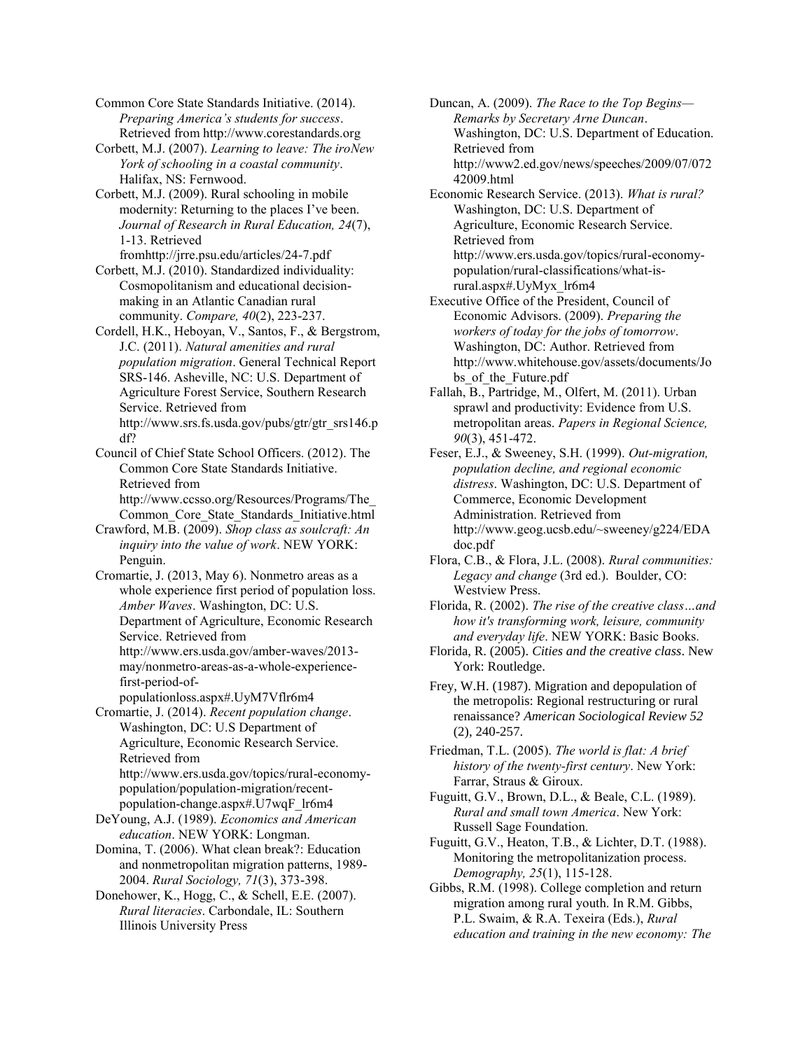Common Core State Standards Initiative. (2014). *Preparing America's students for success*. Retrieved from http://www.corestandards.org

Corbett, M.J. (2007). *Learning to leave: The iroNew York of schooling in a coastal community*. Halifax, NS: Fernwood.

Corbett, M.J. (2009). Rural schooling in mobile modernity: Returning to the places I've been. *Journal of Research in Rural Education, 24*(7), 1-13. Retrieved fromhttp://jrre.psu.edu/articles/24-7.pdf

Corbett, M.J. (2010). Standardized individuality: Cosmopolitanism and educational decision-making in an Atlantic Canadian rural community. *Compare, 40*(2), 223-237.

Cordell, H.K., Heboyan, V., Santos, F., & Bergstrom, J.C. (2011). *Natural amenities and rural population migration*. General Technical Report SRS-146. Asheville, NC: U.S. Department of Agriculture Forest Service, Southern Research Service. Retrieved from http://www.srs.fs.usda.gov/pubs/gtr/gtr_srs146.pdf?

Council of Chief State School Officers. (2012). The Common Core State Standards Initiative. Retrieved from http://www.ccsso.org/Resources/Programs/The_Common_Core_State_Standards_Initiative.html

Crawford, M.B. (2009). *Shop class as soulcraft: An inquiry into the value of work*. NEW YORK: Penguin.

Cromartie, J. (2013, May 6). Nonmetro areas as a whole experience first period of population loss. *Amber Waves*. Washington, DC: U.S. Department of Agriculture, Economic Research Service. Retrieved from http://www.ers.usda.gov/amber-waves/2013-may/nonmetro-areas-as-a-whole-experience-first-period-of-populationloss.aspx#.UyM7Vflr6m4

Cromartie, J. (2014). *Recent population change*. Washington, DC: U.S Department of Agriculture, Economic Research Service. Retrieved from http://www.ers.usda.gov/topics/rural-economy-population/population-migration/recent-population-change.aspx#.U7wqF_lr6m4

DeYoung, A.J. (1989). *Economics and American education*. NEW YORK: Longman.

Domina, T. (2006). What clean break?: Education and nonmetropolitan migration patterns, 1989-2004. *Rural Sociology, 71*(3), 373-398.

Donehower, K., Hogg, C., & Schell, E.E. (2007). *Rural literacies*. Carbondale, IL: Southern Illinois University Press

Duncan, A. (2009). *The Race to the Top Begins—Remarks by Secretary Arne Duncan*. Washington, DC: U.S. Department of Education. Retrieved from http://www2.ed.gov/news/speeches/2009/07/07242009.html

Economic Research Service. (2013). *What is rural?* Washington, DC: U.S. Department of Agriculture, Economic Research Service. Retrieved from http://www.ers.usda.gov/topics/rural-economy-population/rural-classifications/what-is-rural.aspx#.UyMyx_lr6m4

Executive Office of the President, Council of Economic Advisors. (2009). *Preparing the workers of today for the jobs of tomorrow*. Washington, DC: Author. Retrieved from http://www.whitehouse.gov/assets/documents/Jobs_of_the_Future.pdf

Fallah, B., Partridge, M., Olfert, M. (2011). Urban sprawl and productivity: Evidence from U.S. metropolitan areas. *Papers in Regional Science, 90*(3), 451-472.

Feser, E.J., & Sweeney, S.H. (1999). *Out-migration, population decline, and regional economic distress*. Washington, DC: U.S. Department of Commerce, Economic Development Administration. Retrieved from http://www.geog.ucsb.edu/~sweeney/g224/EDAdoc.pdf

Flora, C.B., & Flora, J.L. (2008). *Rural communities: Legacy and change* (3rd ed.). Boulder, CO: Westview Press.

Florida, R. (2002). *The rise of the creative class…and how it's transforming work, leisure, community and everyday life*. NEW YORK: Basic Books.

Florida, R. (2005). *Cities and the creative class*. New York: Routledge.

Frey, W.H. (1987). Migration and depopulation of the metropolis: Regional restructuring or rural renaissance? *American Sociological Review 52* (2), 240-257.

Friedman, T.L. (2005). *The world is flat: A brief history of the twenty-first century*. New York: Farrar, Straus & Giroux.

Fuguitt, G.V., Brown, D.L., & Beale, C.L. (1989). *Rural and small town America*. New York: Russell Sage Foundation.

Fuguitt, G.V., Heaton, T.B., & Lichter, D.T. (1988). Monitoring the metropolitanization process. *Demography, 25*(1), 115-128.

Gibbs, R.M. (1998). College completion and return migration among rural youth. In R.M. Gibbs, P.L. Swaim, & R.A. Texeira (Eds.), *Rural education and training in the new economy: The*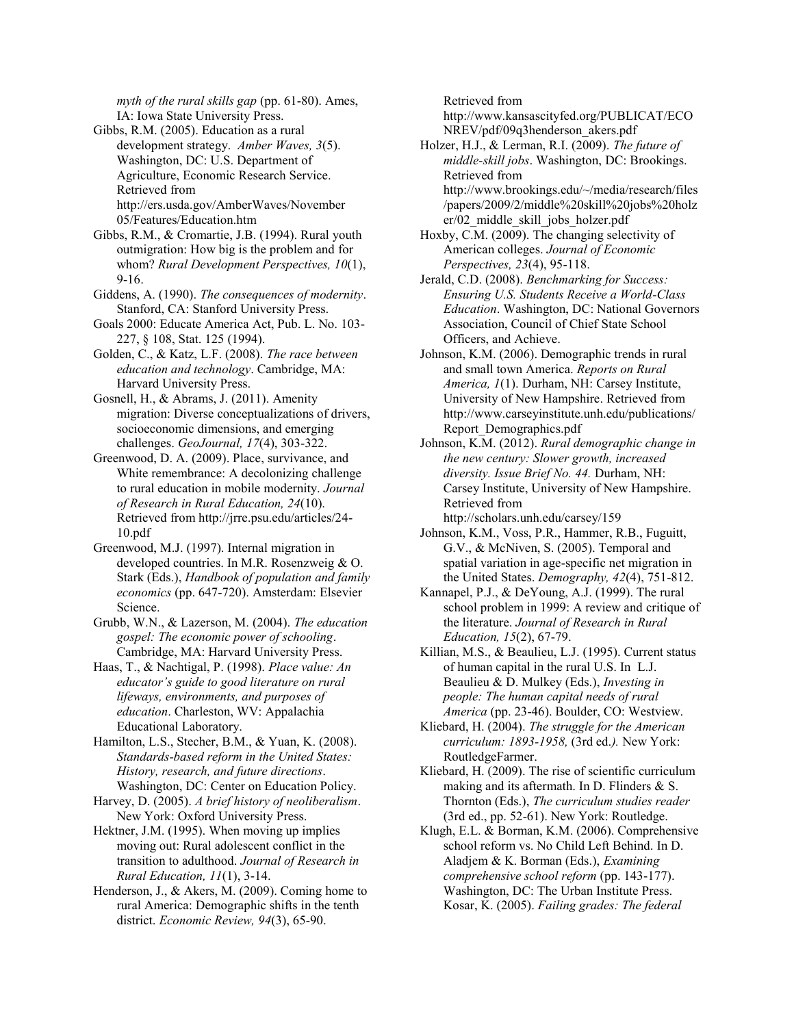*myth of the rural skills gap* (pp. 61-80). Ames, IA: Iowa State University Press.

Gibbs, R.M. (2005). Education as a rural development strategy. *Amber Waves, 3*(5). Washington, DC: U.S. Department of Agriculture, Economic Research Service. Retrieved from http://ers.usda.gov/AmberWaves/November05/Features/Education.htm

Gibbs, R.M., & Cromartie, J.B. (1994). Rural youth outmigration: How big is the problem and for whom? *Rural Development Perspectives, 10*(1), 9-16.

Giddens, A. (1990). *The consequences of modernity*. Stanford, CA: Stanford University Press.

Goals 2000: Educate America Act, Pub. L. No. 103-227, § 108, Stat. 125 (1994).

Golden, C., & Katz, L.F. (2008). *The race between education and technology*. Cambridge, MA: Harvard University Press.

Gosnell, H., & Abrams, J. (2011). Amenity migration: Diverse conceptualizations of drivers, socioeconomic dimensions, and emerging challenges. *GeoJournal, 17*(4), 303-322.

Greenwood, D. A. (2009). Place, survivance, and White remembrance: A decolonizing challenge to rural education in mobile modernity. *Journal of Research in Rural Education, 24*(10). Retrieved from http://jrre.psu.edu/articles/24-10.pdf

Greenwood, M.J. (1997). Internal migration in developed countries. In M.R. Rosenzweig & O. Stark (Eds.), *Handbook of population and family economics* (pp. 647-720). Amsterdam: Elsevier Science.

Grubb, W.N., & Lazerson, M. (2004). *The education gospel: The economic power of schooling*. Cambridge, MA: Harvard University Press.

Haas, T., & Nachtigal, P. (1998). *Place value: An educator's guide to good literature on rural lifeways, environments, and purposes of education*. Charleston, WV: Appalachia Educational Laboratory.

Hamilton, L.S., Stecher, B.M., & Yuan, K. (2008). *Standards-based reform in the United States: History, research, and future directions*. Washington, DC: Center on Education Policy.

Harvey, D. (2005). *A brief history of neoliberalism*. New York: Oxford University Press.

Hektner, J.M. (1995). When moving up implies moving out: Rural adolescent conflict in the transition to adulthood. *Journal of Research in Rural Education, 11*(1), 3-14.

Henderson, J., & Akers, M. (2009). Coming home to rural America: Demographic shifts in the tenth district. *Economic Review, 94*(3), 65-90. Retrieved from http://www.kansascityfed.org/PUBLICAT/ECONREV/pdf/09q3henderson_akers.pdf

Holzer, H.J., & Lerman, R.I. (2009). *The future of middle-skill jobs*. Washington, DC: Brookings. Retrieved from http://www.brookings.edu/~/media/research/files/papers/2009/2/middle%20skill%20jobs%20holzer/02_middle_skill_jobs_holzer.pdf

Hoxby, C.M. (2009). The changing selectivity of American colleges. *Journal of Economic Perspectives, 23*(4), 95-118.

Jerald, C.D. (2008). *Benchmarking for Success: Ensuring U.S. Students Receive a World-Class Education*. Washington, DC: National Governors Association, Council of Chief State School Officers, and Achieve.

Johnson, K.M. (2006). Demographic trends in rural and small town America. *Reports on Rural America, 1*(1). Durham, NH: Carsey Institute, University of New Hampshire. Retrieved from http://www.carseyinstitute.unh.edu/publications/Report_Demographics.pdf

Johnson, K.M. (2012). *Rural demographic change in the new century: Slower growth, increased diversity. Issue Brief No. 44.* Durham, NH: Carsey Institute, University of New Hampshire. Retrieved from http://scholars.unh.edu/carsey/159

Johnson, K.M., Voss, P.R., Hammer, R.B., Fuguitt, G.V., & McNiven, S. (2005). Temporal and spatial variation in age-specific net migration in the United States. *Demography, 42*(4), 751-812.

Kannapel, P.J., & DeYoung, A.J. (1999). The rural school problem in 1999: A review and critique of the literature. *Journal of Research in Rural Education, 15*(2), 67-79.

Killian, M.S., & Beaulieu, L.J. (1995). Current status of human capital in the rural U.S. In L.J. Beaulieu & D. Mulkey (Eds.), *Investing in people: The human capital needs of rural America* (pp. 23-46). Boulder, CO: Westview.

Kliebard, H. (2004). *The struggle for the American curriculum: 1893-1958,* (3rd ed.*).* New York: RoutledgeFarmer.

Kliebard, H. (2009). The rise of scientific curriculum making and its aftermath. In D. Flinders & S. Thornton (Eds.), *The curriculum studies reader* (3rd ed., pp. 52-61). New York: Routledge.

Klugh, E.L. & Borman, K.M. (2006). Comprehensive school reform vs. No Child Left Behind. In D. Aladjem & K. Borman (Eds.), *Examining comprehensive school reform* (pp. 143-177). Washington, DC: The Urban Institute Press.

Kosar, K. (2005). *Failing grades: The federal*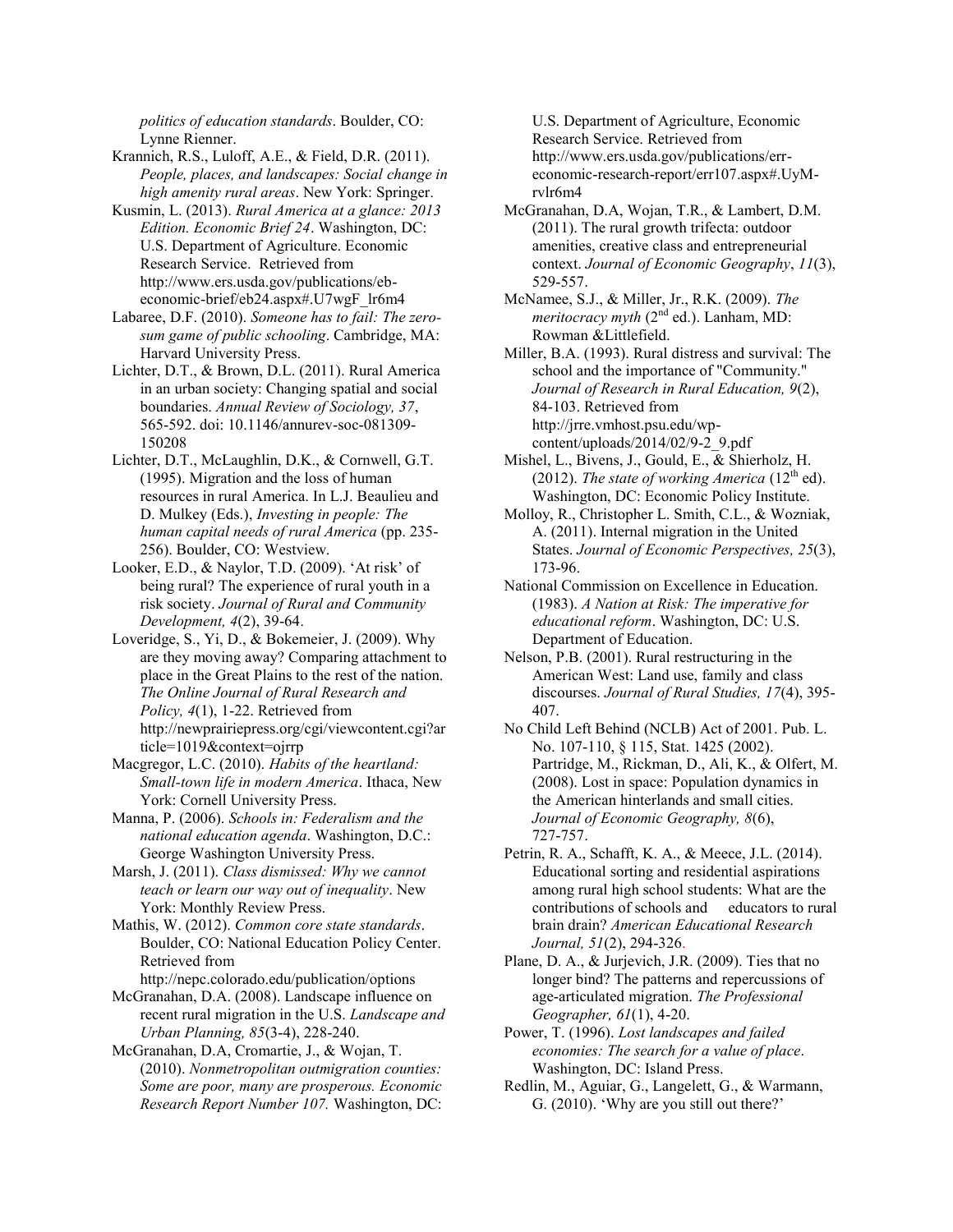*politics of education standards*. Boulder, CO: Lynne Rienner.

Krannich, R.S., Luloff, A.E., & Field, D.R. (2011). *People, places, and landscapes: Social change in high amenity rural areas*. New York: Springer.

Kusmin, L. (2013). *Rural America at a glance: 2013 Edition. Economic Brief 24*. Washington, DC: U.S. Department of Agriculture. Economic Research Service. Retrieved from http://www.ers.usda.gov/publications/eb-economic-brief/eb24.aspx#.U7wgF_lr6m4

Labaree, D.F. (2010). *Someone has to fail: The zero-sum game of public schooling*. Cambridge, MA: Harvard University Press.

Lichter, D.T., & Brown, D.L. (2011). Rural America in an urban society: Changing spatial and social boundaries. *Annual Review of Sociology, 37*, 565-592. doi: 10.1146/annurev-soc-081309-150208

Lichter, D.T., McLaughlin, D.K., & Cornwell, G.T. (1995). Migration and the loss of human resources in rural America. In L.J. Beaulieu and D. Mulkey (Eds.), *Investing in people: The human capital needs of rural America* (pp. 235-256). Boulder, CO: Westview.

Looker, E.D., & Naylor, T.D. (2009). 'At risk' of being rural? The experience of rural youth in a risk society. *Journal of Rural and Community Development, 4*(2), 39-64.

Loveridge, S., Yi, D., & Bokemeier, J. (2009). Why are they moving away? Comparing attachment to place in the Great Plains to the rest of the nation. *The Online Journal of Rural Research and Policy, 4*(1), 1-22. Retrieved from http://newprairiepress.org/cgi/viewcontent.cgi?article=1019&context=ojrrp

Macgregor, L.C. (2010). *Habits of the heartland: Small-town life in modern America*. Ithaca, New York: Cornell University Press.

Manna, P. (2006). *Schools in: Federalism and the national education agenda*. Washington, D.C.: George Washington University Press.

Marsh, J. (2011). *Class dismissed: Why we cannot teach or learn our way out of inequality*. New York: Monthly Review Press.

Mathis, W. (2012). *Common core state standards*. Boulder, CO: National Education Policy Center. Retrieved from http://nepc.colorado.edu/publication/options

McGranahan, D.A. (2008). Landscape influence on recent rural migration in the U.S. *Landscape and Urban Planning, 85*(3-4), 228-240.

McGranahan, D.A, Cromartie, J., & Wojan, T. (2010). *Nonmetropolitan outmigration counties: Some are poor, many are prosperous. Economic Research Report Number 107.* Washington, DC: U.S. Department of Agriculture, Economic Research Service. Retrieved from http://www.ers.usda.gov/publications/err-economic-research-report/err107.aspx#.UyM-rvlr6m4

McGranahan, D.A, Wojan, T.R., & Lambert, D.M. (2011). The rural growth trifecta: outdoor amenities, creative class and entrepreneurial context. *Journal of Economic Geography*, *11*(3), 529-557.

McNamee, S.J., & Miller, Jr., R.K. (2009). *The meritocracy myth* (2nd ed.). Lanham, MD: Rowman &Littlefield.

Miller, B.A. (1993). Rural distress and survival: The school and the importance of "Community." *Journal of Research in Rural Education, 9*(2), 84-103. Retrieved from http://jrre.vmhost.psu.edu/wp-content/uploads/2014/02/9-2_9.pdf

Mishel, L., Bivens, J., Gould, E., & Shierholz, H. (2012). *The state of working America* (12th ed). Washington, DC: Economic Policy Institute.

Molloy, R., Christopher L. Smith, C.L., & Wozniak, A. (2011). Internal migration in the United States. *Journal of Economic Perspectives, 25*(3), 173-96.

National Commission on Excellence in Education. (1983). *A Nation at Risk: The imperative for educational reform*. Washington, DC: U.S. Department of Education.

Nelson, P.B. (2001). Rural restructuring in the American West: Land use, family and class discourses. *Journal of Rural Studies, 17*(4), 395-407.

No Child Left Behind (NCLB) Act of 2001. Pub. L. No. 107-110, § 115, Stat. 1425 (2002).

Partridge, M., Rickman, D., Ali, K., & Olfert, M. (2008). Lost in space: Population dynamics in the American hinterlands and small cities. *Journal of Economic Geography, 8*(6), 727-757.

Petrin, R. A., Schafft, K. A., & Meece, J.L. (2014). Educational sorting and residential aspirations among rural high school students: What are the contributions of schools and educators to rural brain drain? *American Educational Research Journal, 51*(2), 294-326.

Plane, D. A., & Jurjevich, J.R. (2009). Ties that no longer bind? The patterns and repercussions of age-articulated migration. *The Professional Geographer, 61*(1), 4-20.

Power, T. (1996). *Lost landscapes and failed economies: The search for a value of place*. Washington, DC: Island Press.

Redlin, M., Aguiar, G., Langelett, G., & Warmann, G. (2010). 'Why are you still out there?'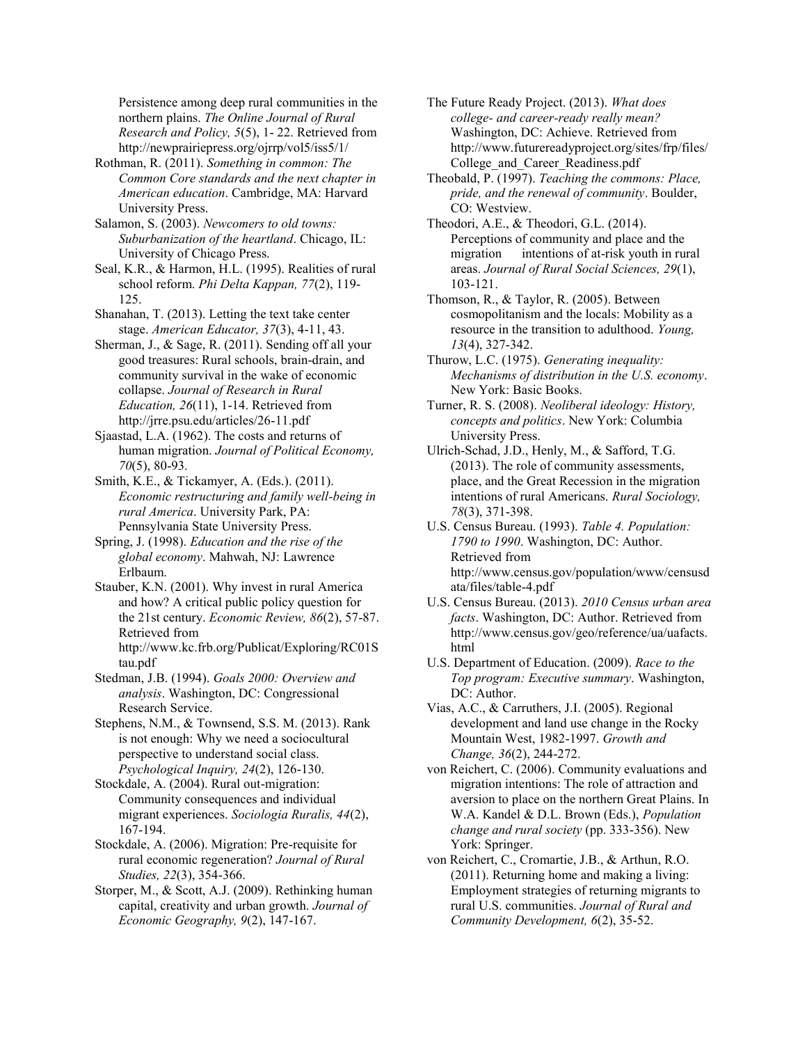Persistence among deep rural communities in the northern plains. *The Online Journal of Rural Research and Policy, 5*(5), 1- 22. Retrieved from http://newprairiepress.org/ojrrp/vol5/iss5/1/

Rothman, R. (2011). *Something in common: The Common Core standards and the next chapter in American education*. Cambridge, MA: Harvard University Press.

Salamon, S. (2003). *Newcomers to old towns: Suburbanization of the heartland*. Chicago, IL: University of Chicago Press.

Seal, K.R., & Harmon, H.L. (1995). Realities of rural school reform. *Phi Delta Kappan, 77*(2), 119-125.

Shanahan, T. (2013). Letting the text take center stage. *American Educator, 37*(3), 4-11, 43.

Sherman, J., & Sage, R. (2011). Sending off all your good treasures: Rural schools, brain-drain, and community survival in the wake of economic collapse. *Journal of Research in Rural Education, 26*(11), 1-14. Retrieved from http://jrre.psu.edu/articles/26-11.pdf

Sjaastad, L.A. (1962). The costs and returns of human migration. *Journal of Political Economy, 70*(5), 80-93.

Smith, K.E., & Tickamyer, A. (Eds.). (2011). *Economic restructuring and family well-being in rural America*. University Park, PA: Pennsylvania State University Press.

Spring, J. (1998). *Education and the rise of the global economy*. Mahwah, NJ: Lawrence Erlbaum.

Stauber, K.N. (2001). Why invest in rural America and how? A critical public policy question for the 21st century. *Economic Review, 86*(2), 57-87. Retrieved from http://www.kc.frb.org/Publicat/Exploring/RC01Stau.pdf

Stedman, J.B. (1994). *Goals 2000: Overview and analysis*. Washington, DC: Congressional Research Service.

Stephens, N.M., & Townsend, S.S. M. (2013). Rank is not enough: Why we need a sociocultural perspective to understand social class. *Psychological Inquiry, 24*(2), 126-130.

Stockdale, A. (2004). Rural out-migration: Community consequences and individual migrant experiences. *Sociologia Ruralis, 44*(2), 167-194.

Stockdale, A. (2006). Migration: Pre-requisite for rural economic regeneration? *Journal of Rural Studies, 22*(3), 354-366.

Storper, M., & Scott, A.J. (2009). Rethinking human capital, creativity and urban growth. *Journal of Economic Geography, 9*(2), 147-167.

The Future Ready Project. (2013). *What does college- and career-ready really mean?* Washington, DC: Achieve. Retrieved from http://www.futurereadyproject.org/sites/frp/files/College_and_Career_Readiness.pdf

Theobald, P. (1997). *Teaching the commons: Place, pride, and the renewal of community*. Boulder, CO: Westview.

Theodori, A.E., & Theodori, G.L. (2014). Perceptions of community and place and the migration intentions of at-risk youth in rural areas. *Journal of Rural Social Sciences, 29*(1), 103-121.

Thomson, R., & Taylor, R. (2005). Between cosmopolitanism and the locals: Mobility as a resource in the transition to adulthood. *Young, 13*(4), 327-342.

Thurow, L.C. (1975). *Generating inequality: Mechanisms of distribution in the U.S. economy*. New York: Basic Books.

Turner, R. S. (2008). *Neoliberal ideology: History, concepts and politics*. New York: Columbia University Press.

Ulrich-Schad, J.D., Henly, M., & Safford, T.G. (2013). The role of community assessments, place, and the Great Recession in the migration intentions of rural Americans. *Rural Sociology, 78*(3), 371-398.

U.S. Census Bureau. (1993). *Table 4. Population: 1790 to 1990*. Washington, DC: Author. Retrieved from http://www.census.gov/population/www/censusdata/files/table-4.pdf

U.S. Census Bureau. (2013). *2010 Census urban area facts*. Washington, DC: Author. Retrieved from http://www.census.gov/geo/reference/ua/uafacts.html

U.S. Department of Education. (2009). *Race to the Top program: Executive summary*. Washington, DC: Author.

Vias, A.C., & Carruthers, J.I. (2005). Regional development and land use change in the Rocky Mountain West, 1982-1997. *Growth and Change, 36*(2), 244-272.

von Reichert, C. (2006). Community evaluations and migration intentions: The role of attraction and aversion to place on the northern Great Plains. In W.A. Kandel & D.L. Brown (Eds.), *Population change and rural society* (pp. 333-356). New York: Springer.

von Reichert, C., Cromartie, J.B., & Arthun, R.O. (2011). Returning home and making a living: Employment strategies of returning migrants to rural U.S. communities. *Journal of Rural and Community Development, 6*(2), 35-52.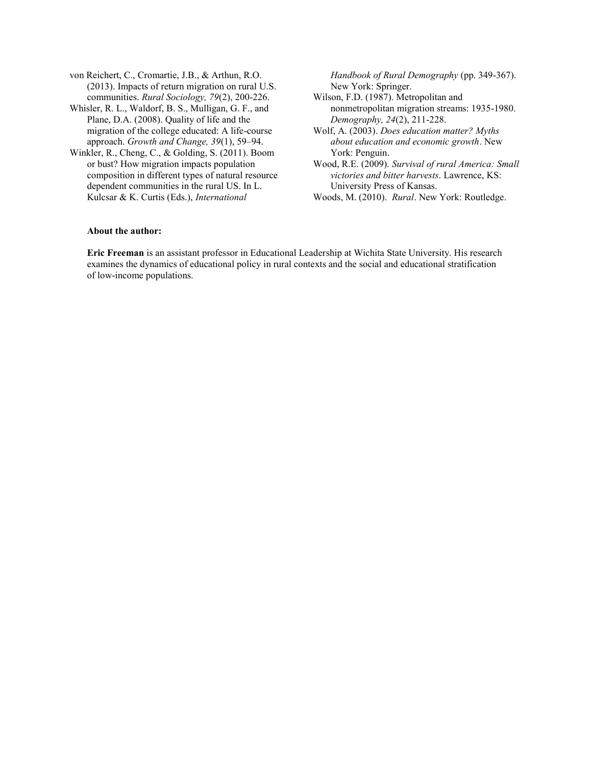von Reichert, C., Cromartie, J.B., & Arthun, R.O. (2013). Impacts of return migration on rural U.S. communities. *Rural Sociology, 79*(2), 200-226.

Whisler, R. L., Waldorf, B. S., Mulligan, G. F., and Plane, D.A. (2008). Quality of life and the migration of the college educated: A life-course approach. *Growth and Change, 39*(1), 59–94.

Winkler, R., Cheng, C., & Golding, S. (2011). Boom or bust? How migration impacts population composition in different types of natural resource dependent communities in the rural US. In L. Kulcsar & K. Curtis (Eds.), *International Handbook of Rural Demography* (pp. 349-367). New York: Springer.

Wilson, F.D. (1987). Metropolitan and nonmetropolitan migration streams: 1935-1980. *Demography, 24*(2), 211-228.

Wolf, A. (2003). *Does education matter? Myths about education and economic growth*. New York: Penguin.

Wood, R.E. (2009). *Survival of rural America: Small victories and bitter harvests*. Lawrence, KS: University Press of Kansas.

Woods, M. (2010). *Rural*. New York: Routledge.

**About the author:**

**Eric Freeman** is an assistant professor in Educational Leadership at Wichita State University. His research examines the dynamics of educational policy in rural contexts and the social and educational stratification of low-income populations.